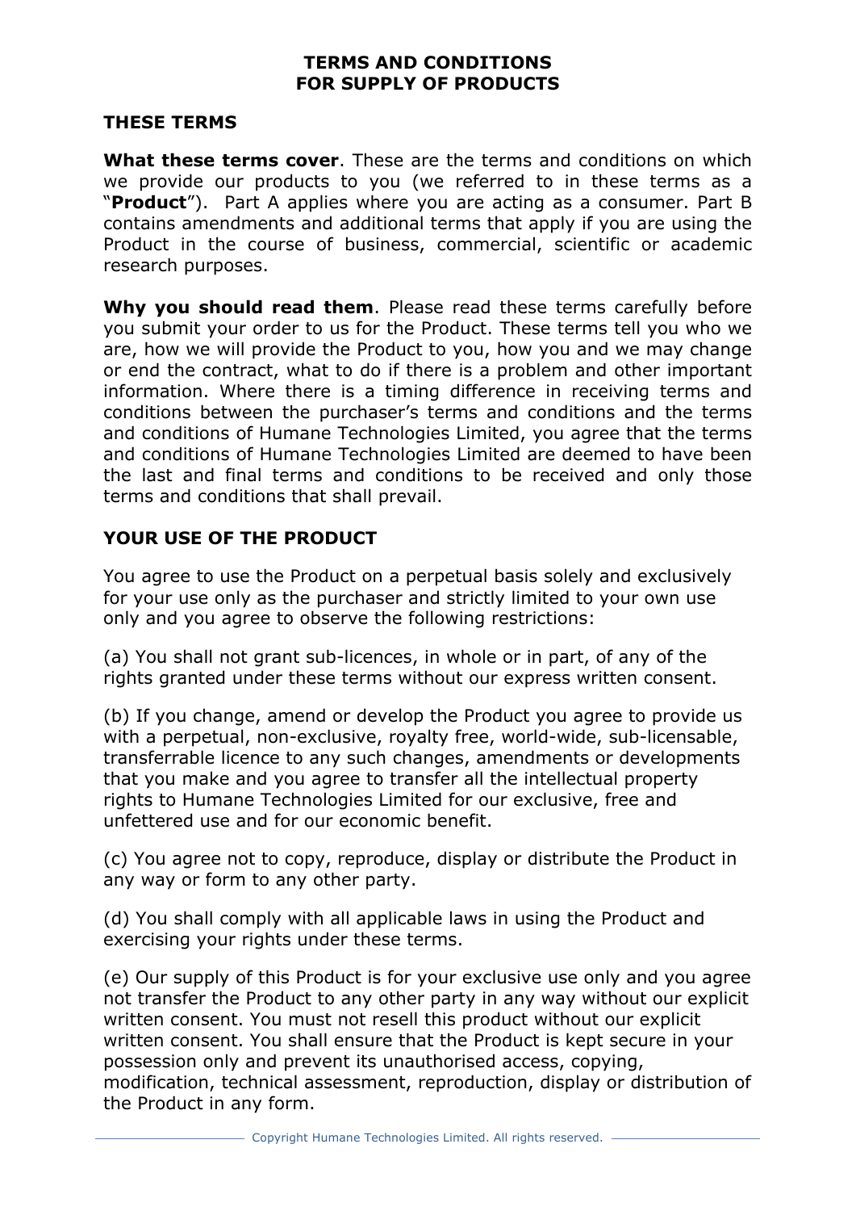# TERMS AND CONDITIONS
# FOR SUPPLY OF PRODUCTS

## THESE TERMS

**What these terms cover**. These are the terms and conditions on which we provide our products to you (we referred to in these terms as a "**Product**"). Part A applies where you are acting as a consumer. Part B contains amendments and additional terms that apply if you are using the Product in the course of business, commercial, scientific or academic research purposes.

**Why you should read them**. Please read these terms carefully before you submit your order to us for the Product. These terms tell you who we are, how we will provide the Product to you, how you and we may change or end the contract, what to do if there is a problem and other important information. Where there is a timing difference in receiving terms and conditions between the purchaser's terms and conditions and the terms and conditions of Humane Technologies Limited, you agree that the terms and conditions of Humane Technologies Limited are deemed to have been the last and final terms and conditions to be received and only those terms and conditions that shall prevail.

## YOUR USE OF THE PRODUCT

You agree to use the Product on a perpetual basis solely and exclusively for your use only as the purchaser and strictly limited to your own use only and you agree to observe the following restrictions:

(a) You shall not grant sub-licences, in whole or in part, of any of the rights granted under these terms without our express written consent.

(b) If you change, amend or develop the Product you agree to provide us with a perpetual, non-exclusive, royalty free, world-wide, sub-licensable, transferrable licence to any such changes, amendments or developments that you make and you agree to transfer all the intellectual property rights to Humane Technologies Limited for our exclusive, free and unfettered use and for our economic benefit.

(c) You agree not to copy, reproduce, display or distribute the Product in any way or form to any other party.

(d) You shall comply with all applicable laws in using the Product and exercising your rights under these terms.

(e) Our supply of this Product is for your exclusive use only and you agree not transfer the Product to any other party in any way without our explicit written consent. You must not resell this product without our explicit written consent. You shall ensure that the Product is kept secure in your possession only and prevent its unauthorised access, copying, modification, technical assessment, reproduction, display or distribution of the Product in any form.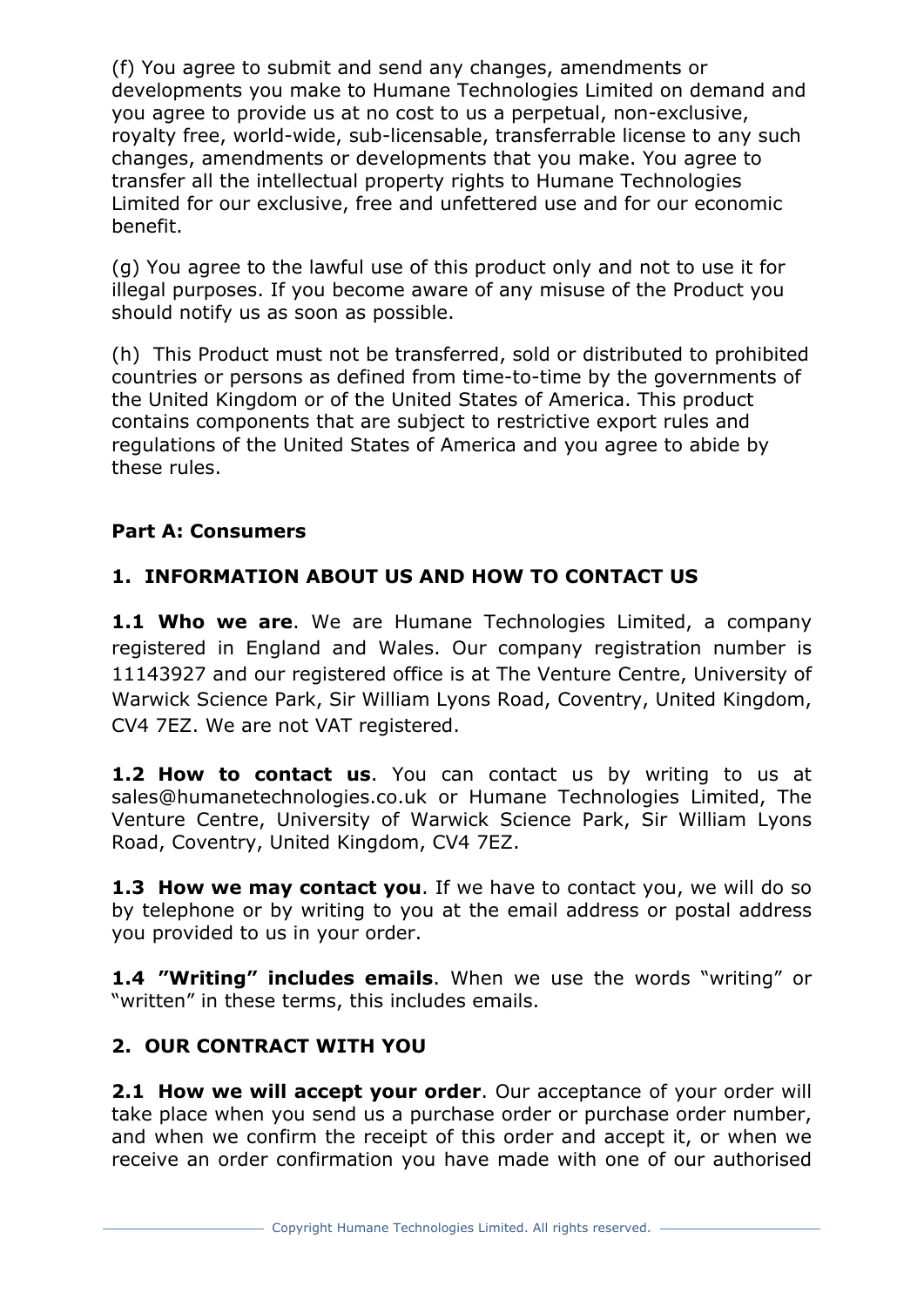(f) You agree to submit and send any changes, amendments or developments you make to Humane Technologies Limited on demand and you agree to provide us at no cost to us a perpetual, non-exclusive, royalty free, world-wide, sub-licensable, transferrable license to any such changes, amendments or developments that you make. You agree to transfer all the intellectual property rights to Humane Technologies Limited for our exclusive, free and unfettered use and for our economic benefit.

(g) You agree to the lawful use of this product only and not to use it for illegal purposes. If you become aware of any misuse of the Product you should notify us as soon as possible.

(h) This Product must not be transferred, sold or distributed to prohibited countries or persons as defined from time-to-time by the governments of the United Kingdom or of the United States of America. This product contains components that are subject to restrictive export rules and regulations of the United States of America and you agree to abide by these rules.

## Part A: Consumers

### 1. INFORMATION ABOUT US AND HOW TO CONTACT US

**1.1 Who we are**. We are Humane Technologies Limited, a company registered in England and Wales. Our company registration number is 11143927 and our registered office is at The Venture Centre, University of Warwick Science Park, Sir William Lyons Road, Coventry, United Kingdom, CV4 7EZ. We are not VAT registered.

**1.2 How to contact us**. You can contact us by writing to us at sales@humanetechnologies.co.uk or Humane Technologies Limited, The Venture Centre, University of Warwick Science Park, Sir William Lyons Road, Coventry, United Kingdom, CV4 7EZ.

**1.3 How we may contact you**. If we have to contact you, we will do so by telephone or by writing to you at the email address or postal address you provided to us in your order.

**1.4 "Writing" includes emails**. When we use the words "writing" or "written" in these terms, this includes emails.

### 2. OUR CONTRACT WITH YOU

**2.1 How we will accept your order**. Our acceptance of your order will take place when you send us a purchase order or purchase order number, and when we confirm the receipt of this order and accept it, or when we receive an order confirmation you have made with one of our authorised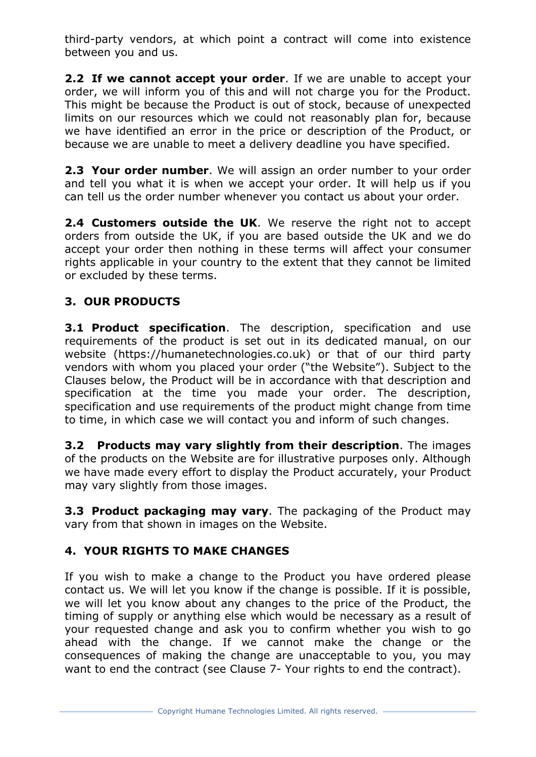third-party vendors, at which point a contract will come into existence between you and us.

**2.2 If we cannot accept your order**. If we are unable to accept your order, we will inform you of this and will not charge you for the Product. This might be because the Product is out of stock, because of unexpected limits on our resources which we could not reasonably plan for, because we have identified an error in the price or description of the Product, or because we are unable to meet a delivery deadline you have specified.

**2.3 Your order number**. We will assign an order number to your order and tell you what it is when we accept your order. It will help us if you can tell us the order number whenever you contact us about your order.

**2.4 Customers outside the UK**. We reserve the right not to accept orders from outside the UK, if you are based outside the UK and we do accept your order then nothing in these terms will affect your consumer rights applicable in your country to the extent that they cannot be limited or excluded by these terms.

## 3. OUR PRODUCTS

**3.1 Product specification**. The description, specification and use requirements of the product is set out in its dedicated manual, on our website (https://humanetechnologies.co.uk) or that of our third party vendors with whom you placed your order ("the Website"). Subject to the Clauses below, the Product will be in accordance with that description and specification at the time you made your order. The description, specification and use requirements of the product might change from time to time, in which case we will contact you and inform of such changes.

**3.2 Products may vary slightly from their description**. The images of the products on the Website are for illustrative purposes only. Although we have made every effort to display the Product accurately, your Product may vary slightly from those images.

**3.3 Product packaging may vary**. The packaging of the Product may vary from that shown in images on the Website.

## 4. YOUR RIGHTS TO MAKE CHANGES

If you wish to make a change to the Product you have ordered please contact us. We will let you know if the change is possible. If it is possible, we will let you know about any changes to the price of the Product, the timing of supply or anything else which would be necessary as a result of your requested change and ask you to confirm whether you wish to go ahead with the change. If we cannot make the change or the consequences of making the change are unacceptable to you, you may want to end the contract (see Clause 7- Your rights to end the contract).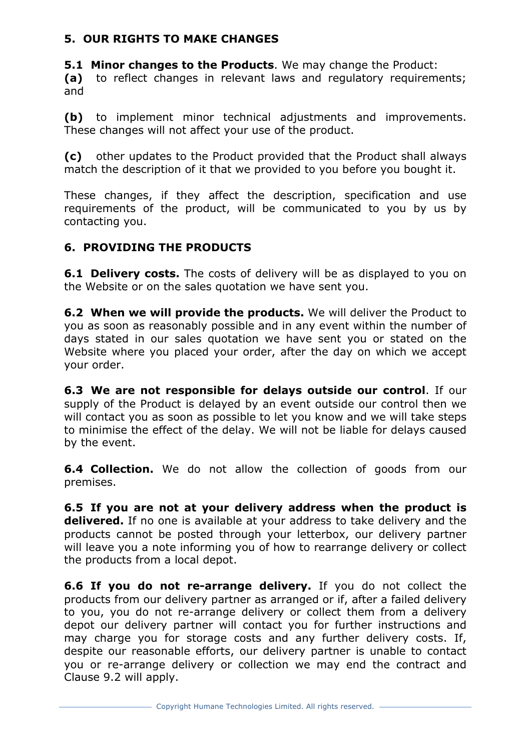## 5. OUR RIGHTS TO MAKE CHANGES

**5.1 Minor changes to the Products**. We may change the Product:

**(a)** to reflect changes in relevant laws and regulatory requirements; and

**(b)** to implement minor technical adjustments and improvements. These changes will not affect your use of the product.

**(c)** other updates to the Product provided that the Product shall always match the description of it that we provided to you before you bought it.

These changes, if they affect the description, specification and use requirements of the product, will be communicated to you by us by contacting you.

## 6. PROVIDING THE PRODUCTS

**6.1 Delivery costs.** The costs of delivery will be as displayed to you on the Website or on the sales quotation we have sent you.

**6.2 When we will provide the products.** We will deliver the Product to you as soon as reasonably possible and in any event within the number of days stated in our sales quotation we have sent you or stated on the Website where you placed your order, after the day on which we accept your order.

**6.3 We are not responsible for delays outside our control**. If our supply of the Product is delayed by an event outside our control then we will contact you as soon as possible to let you know and we will take steps to minimise the effect of the delay. We will not be liable for delays caused by the event.

**6.4 Collection.** We do not allow the collection of goods from our premises.

**6.5 If you are not at your delivery address when the product is delivered.** If no one is available at your address to take delivery and the products cannot be posted through your letterbox, our delivery partner will leave you a note informing you of how to rearrange delivery or collect the products from a local depot.

**6.6 If you do not re-arrange delivery.** If you do not collect the products from our delivery partner as arranged or if, after a failed delivery to you, you do not re-arrange delivery or collect them from a delivery depot our delivery partner will contact you for further instructions and may charge you for storage costs and any further delivery costs. If, despite our reasonable efforts, our delivery partner is unable to contact you or re-arrange delivery or collection we may end the contract and Clause 9.2 will apply.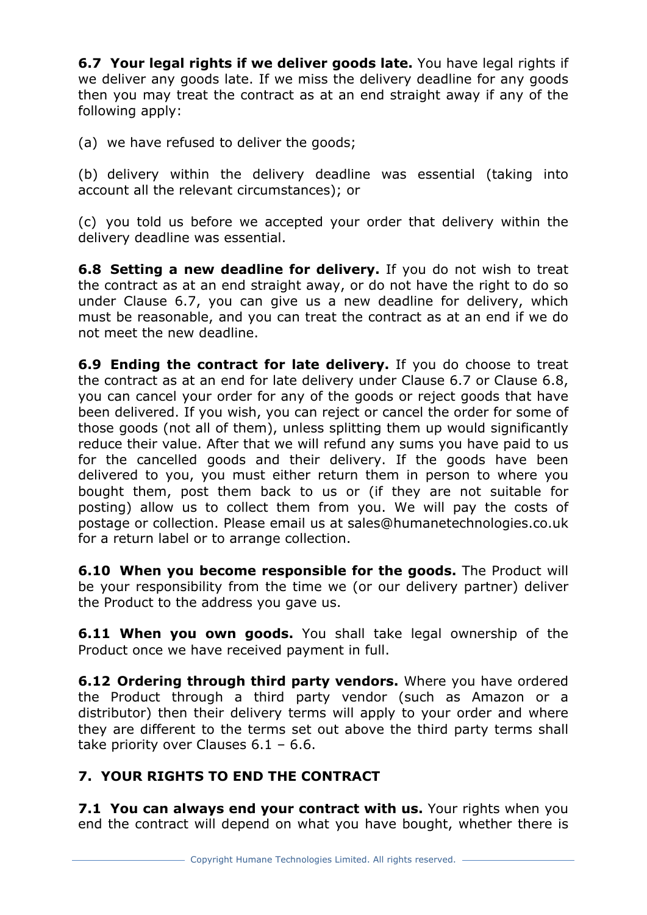**6.7 Your legal rights if we deliver goods late.** You have legal rights if we deliver any goods late. If we miss the delivery deadline for any goods then you may treat the contract as at an end straight away if any of the following apply:

(a) we have refused to deliver the goods;

(b) delivery within the delivery deadline was essential (taking into account all the relevant circumstances); or

(c) you told us before we accepted your order that delivery within the delivery deadline was essential.

**6.8 Setting a new deadline for delivery.** If you do not wish to treat the contract as at an end straight away, or do not have the right to do so under Clause 6.7, you can give us a new deadline for delivery, which must be reasonable, and you can treat the contract as at an end if we do not meet the new deadline.

**6.9 Ending the contract for late delivery.** If you do choose to treat the contract as at an end for late delivery under Clause 6.7 or Clause 6.8, you can cancel your order for any of the goods or reject goods that have been delivered. If you wish, you can reject or cancel the order for some of those goods (not all of them), unless splitting them up would significantly reduce their value. After that we will refund any sums you have paid to us for the cancelled goods and their delivery. If the goods have been delivered to you, you must either return them in person to where you bought them, post them back to us or (if they are not suitable for posting) allow us to collect them from you. We will pay the costs of postage or collection. Please email us at sales@humanetechnologies.co.uk for a return label or to arrange collection.

**6.10 When you become responsible for the goods.** The Product will be your responsibility from the time we (or our delivery partner) deliver the Product to the address you gave us.

**6.11 When you own goods.** You shall take legal ownership of the Product once we have received payment in full.

**6.12 Ordering through third party vendors.** Where you have ordered the Product through a third party vendor (such as Amazon or a distributor) then their delivery terms will apply to your order and where they are different to the terms set out above the third party terms shall take priority over Clauses 6.1 – 6.6.

## 7. YOUR RIGHTS TO END THE CONTRACT

**7.1 You can always end your contract with us.** Your rights when you end the contract will depend on what you have bought, whether there is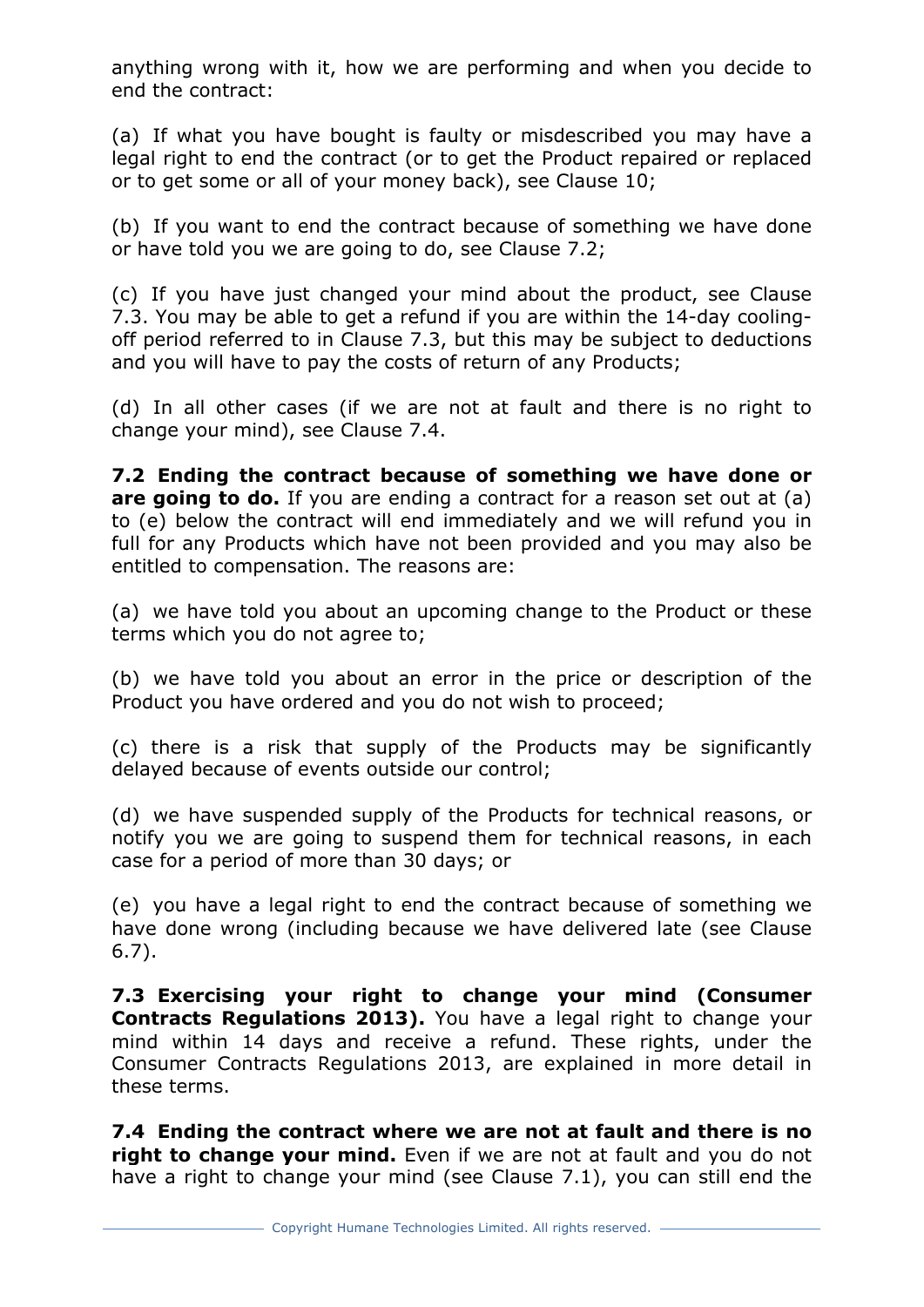anything wrong with it, how we are performing and when you decide to end the contract:

(a) If what you have bought is faulty or misdescribed you may have a legal right to end the contract (or to get the Product repaired or replaced or to get some or all of your money back), see Clause 10;

(b) If you want to end the contract because of something we have done or have told you we are going to do, see Clause 7.2;

(c) If you have just changed your mind about the product, see Clause 7.3. You may be able to get a refund if you are within the 14-day cooling-off period referred to in Clause 7.3, but this may be subject to deductions and you will have to pay the costs of return of any Products;

(d) In all other cases (if we are not at fault and there is no right to change your mind), see Clause 7.4.

**7.2 Ending the contract because of something we have done or are going to do.** If you are ending a contract for a reason set out at (a) to (e) below the contract will end immediately and we will refund you in full for any Products which have not been provided and you may also be entitled to compensation. The reasons are:

(a) we have told you about an upcoming change to the Product or these terms which you do not agree to;

(b) we have told you about an error in the price or description of the Product you have ordered and you do not wish to proceed;

(c) there is a risk that supply of the Products may be significantly delayed because of events outside our control;

(d) we have suspended supply of the Products for technical reasons, or notify you we are going to suspend them for technical reasons, in each case for a period of more than 30 days; or

(e) you have a legal right to end the contract because of something we have done wrong (including because we have delivered late (see Clause 6.7).

**7.3 Exercising your right to change your mind (Consumer Contracts Regulations 2013).** You have a legal right to change your mind within 14 days and receive a refund. These rights, under the Consumer Contracts Regulations 2013, are explained in more detail in these terms.

**7.4 Ending the contract where we are not at fault and there is no right to change your mind.** Even if we are not at fault and you do not have a right to change your mind (see Clause 7.1), you can still end the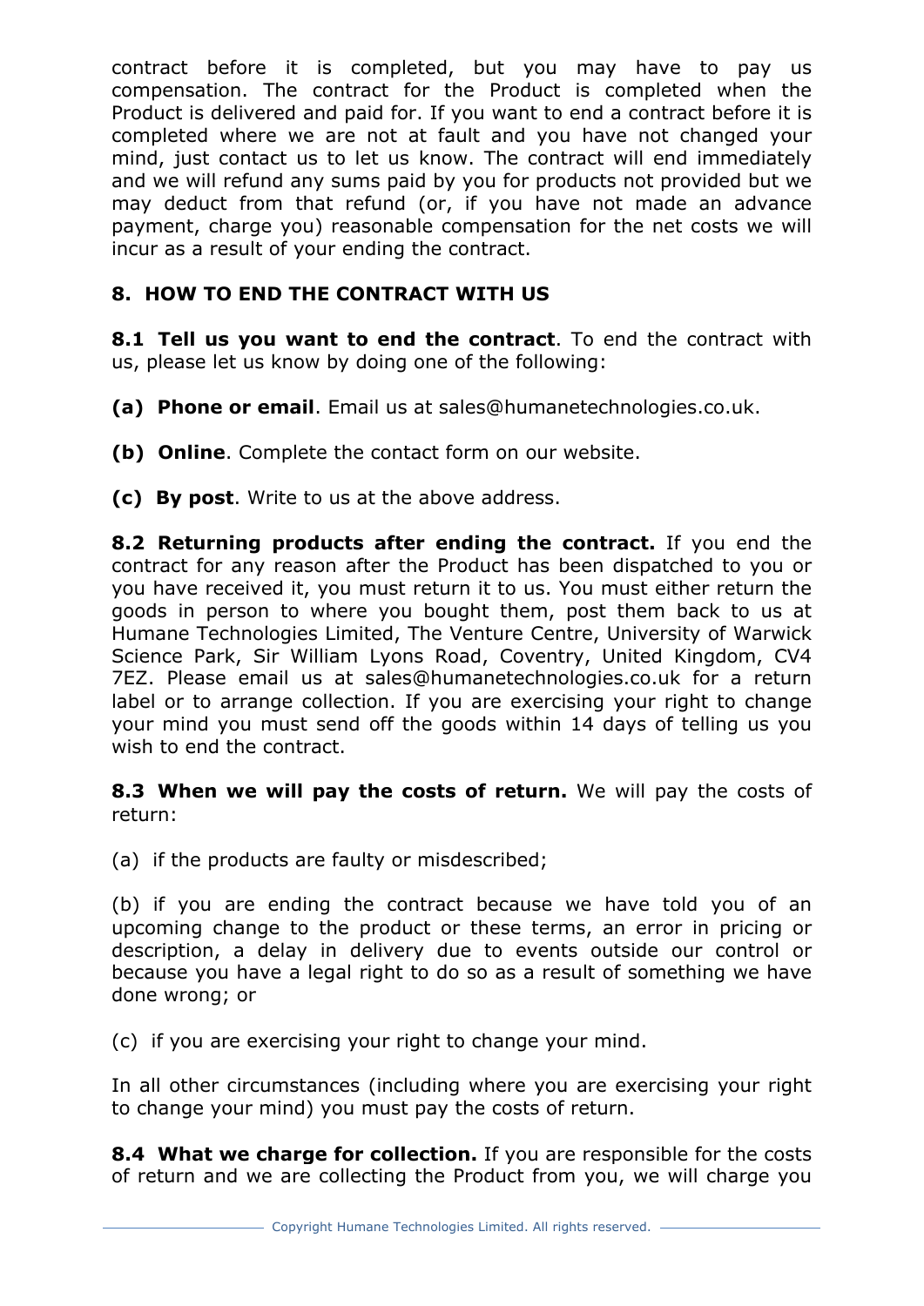contract before it is completed, but you may have to pay us compensation. The contract for the Product is completed when the Product is delivered and paid for. If you want to end a contract before it is completed where we are not at fault and you have not changed your mind, just contact us to let us know. The contract will end immediately and we will refund any sums paid by you for products not provided but we may deduct from that refund (or, if you have not made an advance payment, charge you) reasonable compensation for the net costs we will incur as a result of your ending the contract.

## 8. HOW TO END THE CONTRACT WITH US

**8.1 Tell us you want to end the contract**. To end the contract with us, please let us know by doing one of the following:

**(a) Phone or email**. Email us at sales@humanetechnologies.co.uk.

**(b) Online**. Complete the contact form on our website.

**(c) By post**. Write to us at the above address.

**8.2 Returning products after ending the contract.** If you end the contract for any reason after the Product has been dispatched to you or you have received it, you must return it to us. You must either return the goods in person to where you bought them, post them back to us at Humane Technologies Limited, The Venture Centre, University of Warwick Science Park, Sir William Lyons Road, Coventry, United Kingdom, CV4 7EZ. Please email us at sales@humanetechnologies.co.uk for a return label or to arrange collection. If you are exercising your right to change your mind you must send off the goods within 14 days of telling us you wish to end the contract.

**8.3 When we will pay the costs of return.** We will pay the costs of return:

(a) if the products are faulty or misdescribed;

(b) if you are ending the contract because we have told you of an upcoming change to the product or these terms, an error in pricing or description, a delay in delivery due to events outside our control or because you have a legal right to do so as a result of something we have done wrong; or

(c) if you are exercising your right to change your mind.

In all other circumstances (including where you are exercising your right to change your mind) you must pay the costs of return.

**8.4 What we charge for collection.** If you are responsible for the costs of return and we are collecting the Product from you, we will charge you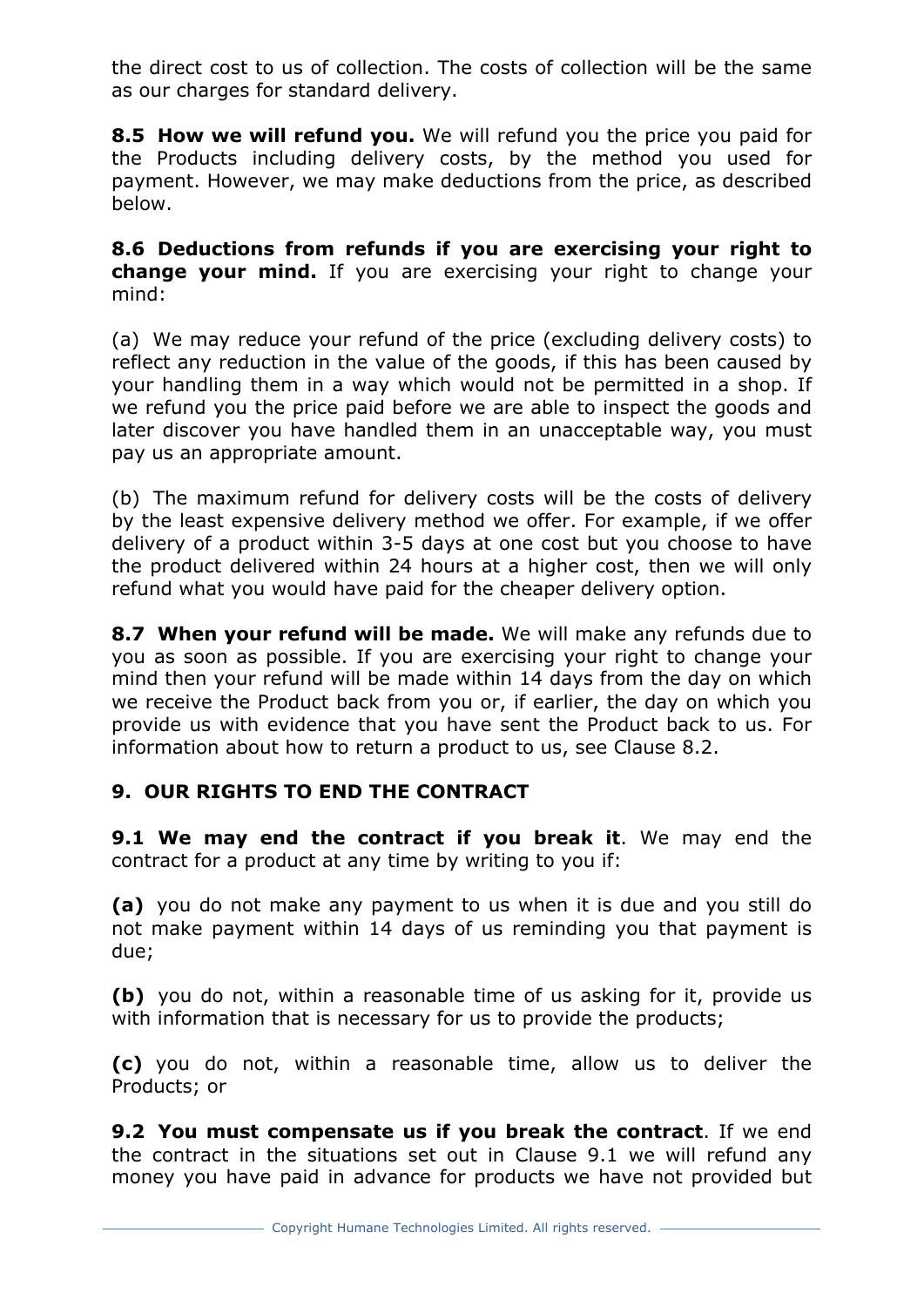the direct cost to us of collection. The costs of collection will be the same as our charges for standard delivery.

**8.5 How we will refund you.** We will refund you the price you paid for the Products including delivery costs, by the method you used for payment. However, we may make deductions from the price, as described below.

**8.6 Deductions from refunds if you are exercising your right to change your mind.** If you are exercising your right to change your mind:

(a) We may reduce your refund of the price (excluding delivery costs) to reflect any reduction in the value of the goods, if this has been caused by your handling them in a way which would not be permitted in a shop. If we refund you the price paid before we are able to inspect the goods and later discover you have handled them in an unacceptable way, you must pay us an appropriate amount.

(b) The maximum refund for delivery costs will be the costs of delivery by the least expensive delivery method we offer. For example, if we offer delivery of a product within 3-5 days at one cost but you choose to have the product delivered within 24 hours at a higher cost, then we will only refund what you would have paid for the cheaper delivery option.

**8.7 When your refund will be made.** We will make any refunds due to you as soon as possible. If you are exercising your right to change your mind then your refund will be made within 14 days from the day on which we receive the Product back from you or, if earlier, the day on which you provide us with evidence that you have sent the Product back to us. For information about how to return a product to us, see Clause 8.2.

## 9. OUR RIGHTS TO END THE CONTRACT

**9.1 We may end the contract if you break it**. We may end the contract for a product at any time by writing to you if:

**(a)** you do not make any payment to us when it is due and you still do not make payment within 14 days of us reminding you that payment is due;

**(b)** you do not, within a reasonable time of us asking for it, provide us with information that is necessary for us to provide the products;

**(c)** you do not, within a reasonable time, allow us to deliver the Products; or

**9.2 You must compensate us if you break the contract**. If we end the contract in the situations set out in Clause 9.1 we will refund any money you have paid in advance for products we have not provided but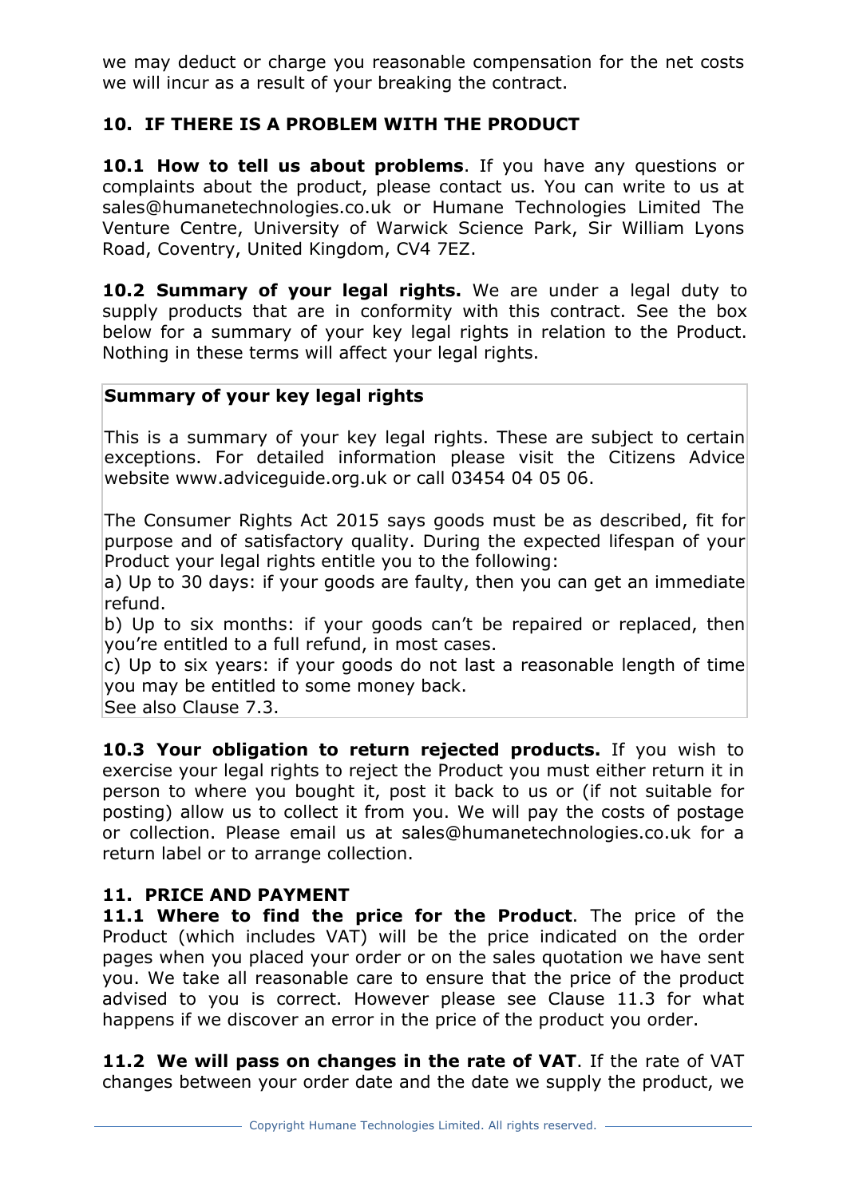we may deduct or charge you reasonable compensation for the net costs we will incur as a result of your breaking the contract.

## 10. IF THERE IS A PROBLEM WITH THE PRODUCT

**10.1 How to tell us about problems**. If you have any questions or complaints about the product, please contact us. You can write to us at sales@humanetechnologies.co.uk or Humane Technologies Limited The Venture Centre, University of Warwick Science Park, Sir William Lyons Road, Coventry, United Kingdom, CV4 7EZ.

**10.2 Summary of your legal rights.** We are under a legal duty to supply products that are in conformity with this contract. See the box below for a summary of your key legal rights in relation to the Product. Nothing in these terms will affect your legal rights.

**Summary of your key legal rights**

This is a summary of your key legal rights. These are subject to certain exceptions. For detailed information please visit the Citizens Advice website www.adviceguide.org.uk or call 03454 04 05 06.

The Consumer Rights Act 2015 says goods must be as described, fit for purpose and of satisfactory quality. During the expected lifespan of your Product your legal rights entitle you to the following:

a) Up to 30 days: if your goods are faulty, then you can get an immediate refund.

b) Up to six months: if your goods can't be repaired or replaced, then you're entitled to a full refund, in most cases.

c) Up to six years: if your goods do not last a reasonable length of time you may be entitled to some money back.

See also Clause 7.3.

**10.3 Your obligation to return rejected products.** If you wish to exercise your legal rights to reject the Product you must either return it in person to where you bought it, post it back to us or (if not suitable for posting) allow us to collect it from you. We will pay the costs of postage or collection. Please email us at sales@humanetechnologies.co.uk for a return label or to arrange collection.

## 11. PRICE AND PAYMENT

**11.1 Where to find the price for the Product**. The price of the Product (which includes VAT) will be the price indicated on the order pages when you placed your order or on the sales quotation we have sent you. We take all reasonable care to ensure that the price of the product advised to you is correct. However please see Clause 11.3 for what happens if we discover an error in the price of the product you order.

**11.2 We will pass on changes in the rate of VAT**. If the rate of VAT changes between your order date and the date we supply the product, we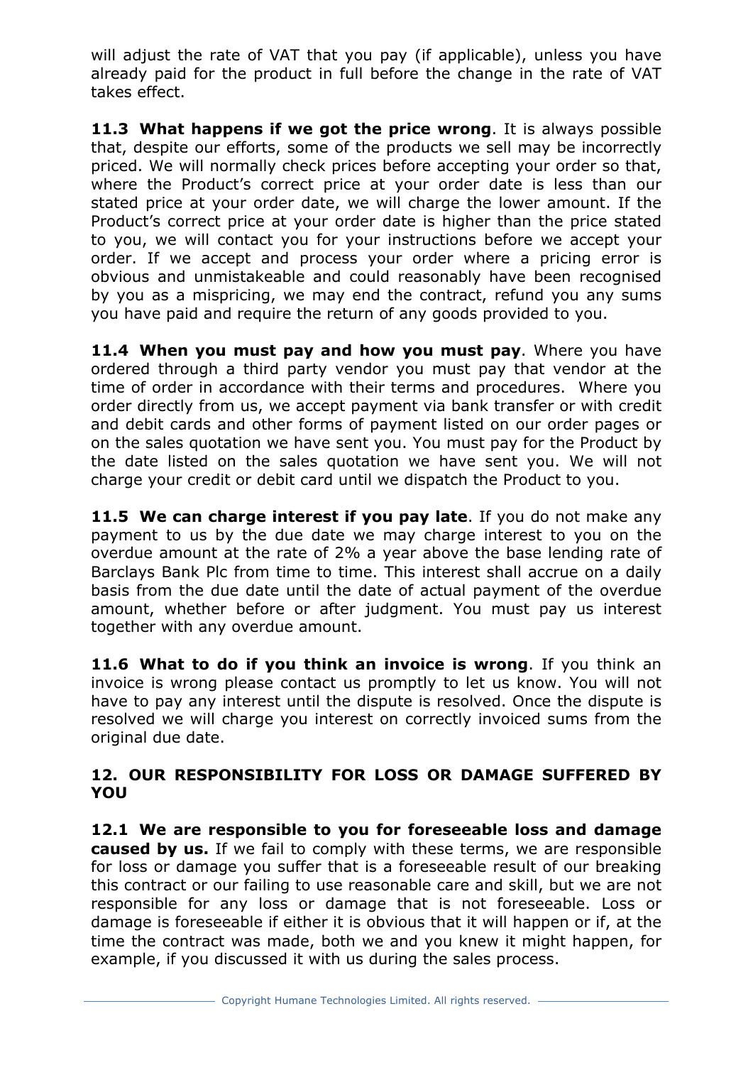will adjust the rate of VAT that you pay (if applicable), unless you have already paid for the product in full before the change in the rate of VAT takes effect.

**11.3 What happens if we got the price wrong**. It is always possible that, despite our efforts, some of the products we sell may be incorrectly priced. We will normally check prices before accepting your order so that, where the Product's correct price at your order date is less than our stated price at your order date, we will charge the lower amount. If the Product's correct price at your order date is higher than the price stated to you, we will contact you for your instructions before we accept your order. If we accept and process your order where a pricing error is obvious and unmistakeable and could reasonably have been recognised by you as a mispricing, we may end the contract, refund you any sums you have paid and require the return of any goods provided to you.

**11.4 When you must pay and how you must pay**. Where you have ordered through a third party vendor you must pay that vendor at the time of order in accordance with their terms and procedures. Where you order directly from us, we accept payment via bank transfer or with credit and debit cards and other forms of payment listed on our order pages or on the sales quotation we have sent you. You must pay for the Product by the date listed on the sales quotation we have sent you. We will not charge your credit or debit card until we dispatch the Product to you.

**11.5 We can charge interest if you pay late**. If you do not make any payment to us by the due date we may charge interest to you on the overdue amount at the rate of 2% a year above the base lending rate of Barclays Bank Plc from time to time. This interest shall accrue on a daily basis from the due date until the date of actual payment of the overdue amount, whether before or after judgment. You must pay us interest together with any overdue amount.

**11.6 What to do if you think an invoice is wrong**. If you think an invoice is wrong please contact us promptly to let us know. You will not have to pay any interest until the dispute is resolved. Once the dispute is resolved we will charge you interest on correctly invoiced sums from the original due date.

## 12. OUR RESPONSIBILITY FOR LOSS OR DAMAGE SUFFERED BY YOU

**12.1 We are responsible to you for foreseeable loss and damage caused by us.** If we fail to comply with these terms, we are responsible for loss or damage you suffer that is a foreseeable result of our breaking this contract or our failing to use reasonable care and skill, but we are not responsible for any loss or damage that is not foreseeable. Loss or damage is foreseeable if either it is obvious that it will happen or if, at the time the contract was made, both we and you knew it might happen, for example, if you discussed it with us during the sales process.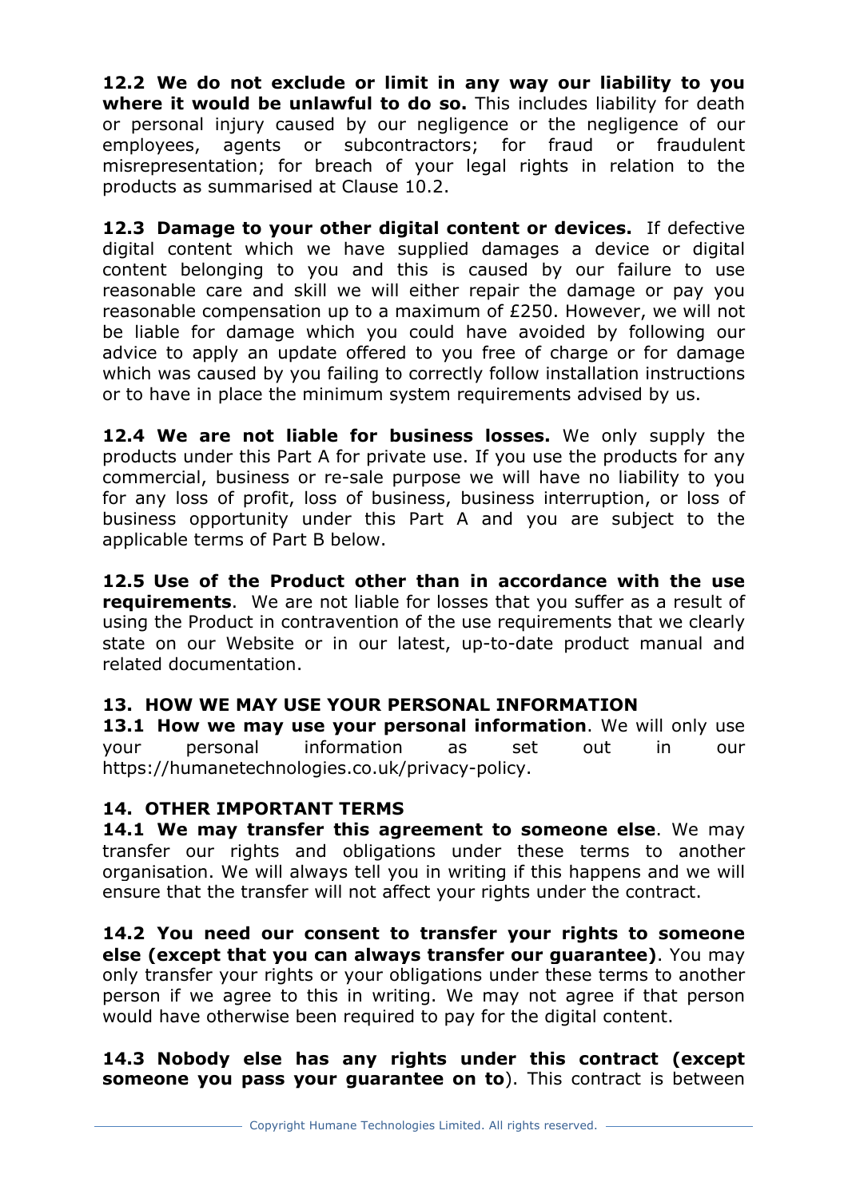**12.2 We do not exclude or limit in any way our liability to you where it would be unlawful to do so.** This includes liability for death or personal injury caused by our negligence or the negligence of our employees, agents or subcontractors; for fraud or fraudulent misrepresentation; for breach of your legal rights in relation to the products as summarised at Clause 10.2.

**12.3 Damage to your other digital content or devices.** If defective digital content which we have supplied damages a device or digital content belonging to you and this is caused by our failure to use reasonable care and skill we will either repair the damage or pay you reasonable compensation up to a maximum of £250. However, we will not be liable for damage which you could have avoided by following our advice to apply an update offered to you free of charge or for damage which was caused by you failing to correctly follow installation instructions or to have in place the minimum system requirements advised by us.

**12.4 We are not liable for business losses.** We only supply the products under this Part A for private use. If you use the products for any commercial, business or re-sale purpose we will have no liability to you for any loss of profit, loss of business, business interruption, or loss of business opportunity under this Part A and you are subject to the applicable terms of Part B below.

**12.5 Use of the Product other than in accordance with the use requirements**. We are not liable for losses that you suffer as a result of using the Product in contravention of the use requirements that we clearly state on our Website or in our latest, up-to-date product manual and related documentation.

## 13. HOW WE MAY USE YOUR PERSONAL INFORMATION

**13.1 How we may use your personal information**. We will only use your personal information as set out in our https://humanetechnologies.co.uk/privacy-policy.

## 14. OTHER IMPORTANT TERMS

**14.1 We may transfer this agreement to someone else**. We may transfer our rights and obligations under these terms to another organisation. We will always tell you in writing if this happens and we will ensure that the transfer will not affect your rights under the contract.

**14.2 You need our consent to transfer your rights to someone else (except that you can always transfer our guarantee)**. You may only transfer your rights or your obligations under these terms to another person if we agree to this in writing. We may not agree if that person would have otherwise been required to pay for the digital content.

**14.3 Nobody else has any rights under this contract (except someone you pass your guarantee on to**). This contract is between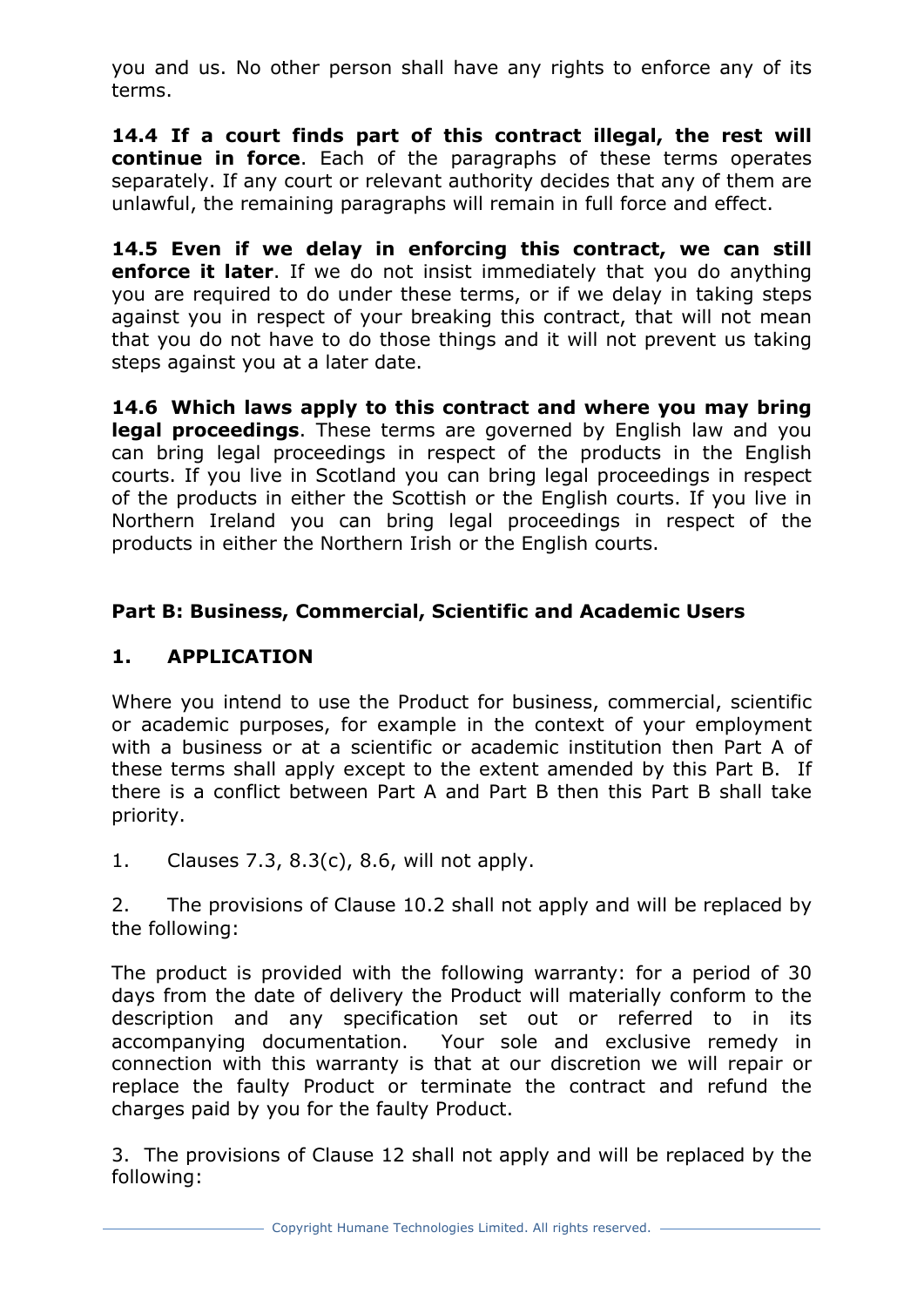you and us. No other person shall have any rights to enforce any of its terms.

**14.4 If a court finds part of this contract illegal, the rest will continue in force**. Each of the paragraphs of these terms operates separately. If any court or relevant authority decides that any of them are unlawful, the remaining paragraphs will remain in full force and effect.

**14.5 Even if we delay in enforcing this contract, we can still enforce it later**. If we do not insist immediately that you do anything you are required to do under these terms, or if we delay in taking steps against you in respect of your breaking this contract, that will not mean that you do not have to do those things and it will not prevent us taking steps against you at a later date.

**14.6 Which laws apply to this contract and where you may bring legal proceedings**. These terms are governed by English law and you can bring legal proceedings in respect of the products in the English courts. If you live in Scotland you can bring legal proceedings in respect of the products in either the Scottish or the English courts. If you live in Northern Ireland you can bring legal proceedings in respect of the products in either the Northern Irish or the English courts.

## Part B: Business, Commercial, Scientific and Academic Users

### 1. APPLICATION

Where you intend to use the Product for business, commercial, scientific or academic purposes, for example in the context of your employment with a business or at a scientific or academic institution then Part A of these terms shall apply except to the extent amended by this Part B. If there is a conflict between Part A and Part B then this Part B shall take priority.

1. Clauses 7.3, 8.3(c), 8.6, will not apply.

2. The provisions of Clause 10.2 shall not apply and will be replaced by the following:

The product is provided with the following warranty: for a period of 30 days from the date of delivery the Product will materially conform to the description and any specification set out or referred to in its accompanying documentation. Your sole and exclusive remedy in connection with this warranty is that at our discretion we will repair or replace the faulty Product or terminate the contract and refund the charges paid by you for the faulty Product.

3. The provisions of Clause 12 shall not apply and will be replaced by the following: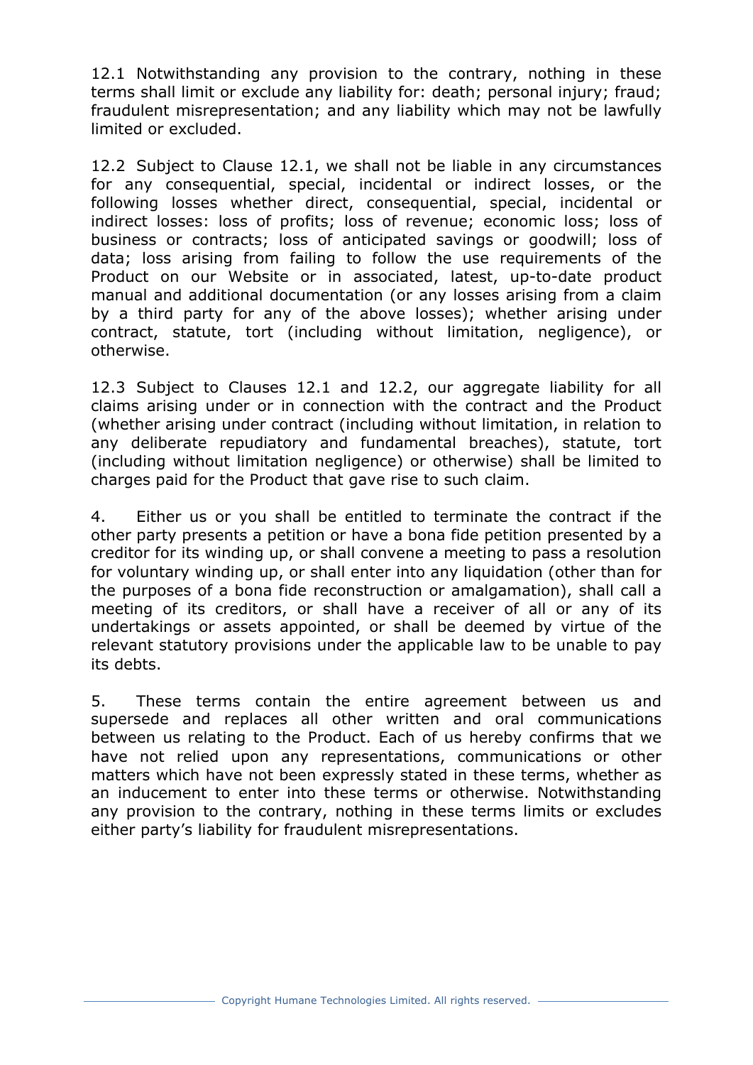12.1 Notwithstanding any provision to the contrary, nothing in these terms shall limit or exclude any liability for: death; personal injury; fraud; fraudulent misrepresentation; and any liability which may not be lawfully limited or excluded.

12.2 Subject to Clause 12.1, we shall not be liable in any circumstances for any consequential, special, incidental or indirect losses, or the following losses whether direct, consequential, special, incidental or indirect losses: loss of profits; loss of revenue; economic loss; loss of business or contracts; loss of anticipated savings or goodwill; loss of data; loss arising from failing to follow the use requirements of the Product on our Website or in associated, latest, up-to-date product manual and additional documentation (or any losses arising from a claim by a third party for any of the above losses); whether arising under contract, statute, tort (including without limitation, negligence), or otherwise.

12.3 Subject to Clauses 12.1 and 12.2, our aggregate liability for all claims arising under or in connection with the contract and the Product (whether arising under contract (including without limitation, in relation to any deliberate repudiatory and fundamental breaches), statute, tort (including without limitation negligence) or otherwise) shall be limited to charges paid for the Product that gave rise to such claim.

4. Either us or you shall be entitled to terminate the contract if the other party presents a petition or have a bona fide petition presented by a creditor for its winding up, or shall convene a meeting to pass a resolution for voluntary winding up, or shall enter into any liquidation (other than for the purposes of a bona fide reconstruction or amalgamation), shall call a meeting of its creditors, or shall have a receiver of all or any of its undertakings or assets appointed, or shall be deemed by virtue of the relevant statutory provisions under the applicable law to be unable to pay its debts.

5. These terms contain the entire agreement between us and supersede and replaces all other written and oral communications between us relating to the Product. Each of us hereby confirms that we have not relied upon any representations, communications or other matters which have not been expressly stated in these terms, whether as an inducement to enter into these terms or otherwise. Notwithstanding any provision to the contrary, nothing in these terms limits or excludes either party's liability for fraudulent misrepresentations.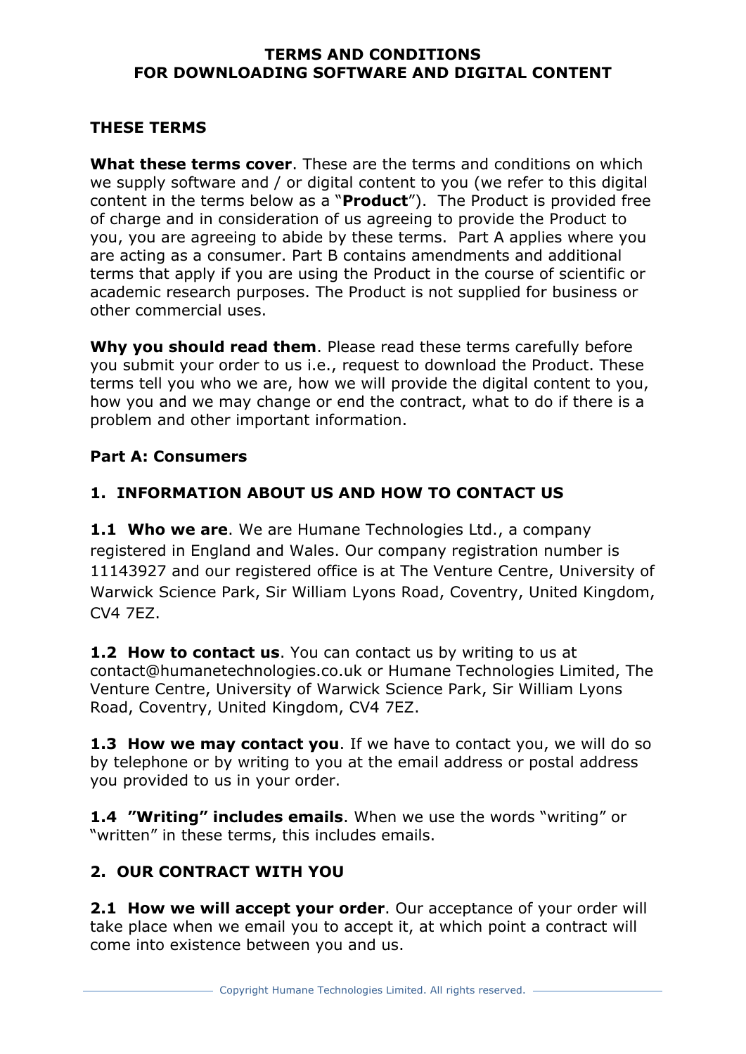# TERMS AND CONDITIONS
# FOR DOWNLOADING SOFTWARE AND DIGITAL CONTENT

## THESE TERMS

**What these terms cover**. These are the terms and conditions on which we supply software and / or digital content to you (we refer to this digital content in the terms below as a "**Product**"). The Product is provided free of charge and in consideration of us agreeing to provide the Product to you, you are agreeing to abide by these terms. Part A applies where you are acting as a consumer. Part B contains amendments and additional terms that apply if you are using the Product in the course of scientific or academic research purposes. The Product is not supplied for business or other commercial uses.

**Why you should read them**. Please read these terms carefully before you submit your order to us i.e., request to download the Product. These terms tell you who we are, how we will provide the digital content to you, how you and we may change or end the contract, what to do if there is a problem and other important information.

## Part A: Consumers

## 1. INFORMATION ABOUT US AND HOW TO CONTACT US

**1.1 Who we are**. We are Humane Technologies Ltd., a company registered in England and Wales. Our company registration number is 11143927 and our registered office is at The Venture Centre, University of Warwick Science Park, Sir William Lyons Road, Coventry, United Kingdom, CV4 7EZ.

**1.2 How to contact us**. You can contact us by writing to us at contact@humanetechnologies.co.uk or Humane Technologies Limited, The Venture Centre, University of Warwick Science Park, Sir William Lyons Road, Coventry, United Kingdom, CV4 7EZ.

**1.3 How we may contact you**. If we have to contact you, we will do so by telephone or by writing to you at the email address or postal address you provided to us in your order.

**1.4 "Writing" includes emails**. When we use the words "writing" or "written" in these terms, this includes emails.

## 2. OUR CONTRACT WITH YOU

**2.1 How we will accept your order**. Our acceptance of your order will take place when we email you to accept it, at which point a contract will come into existence between you and us.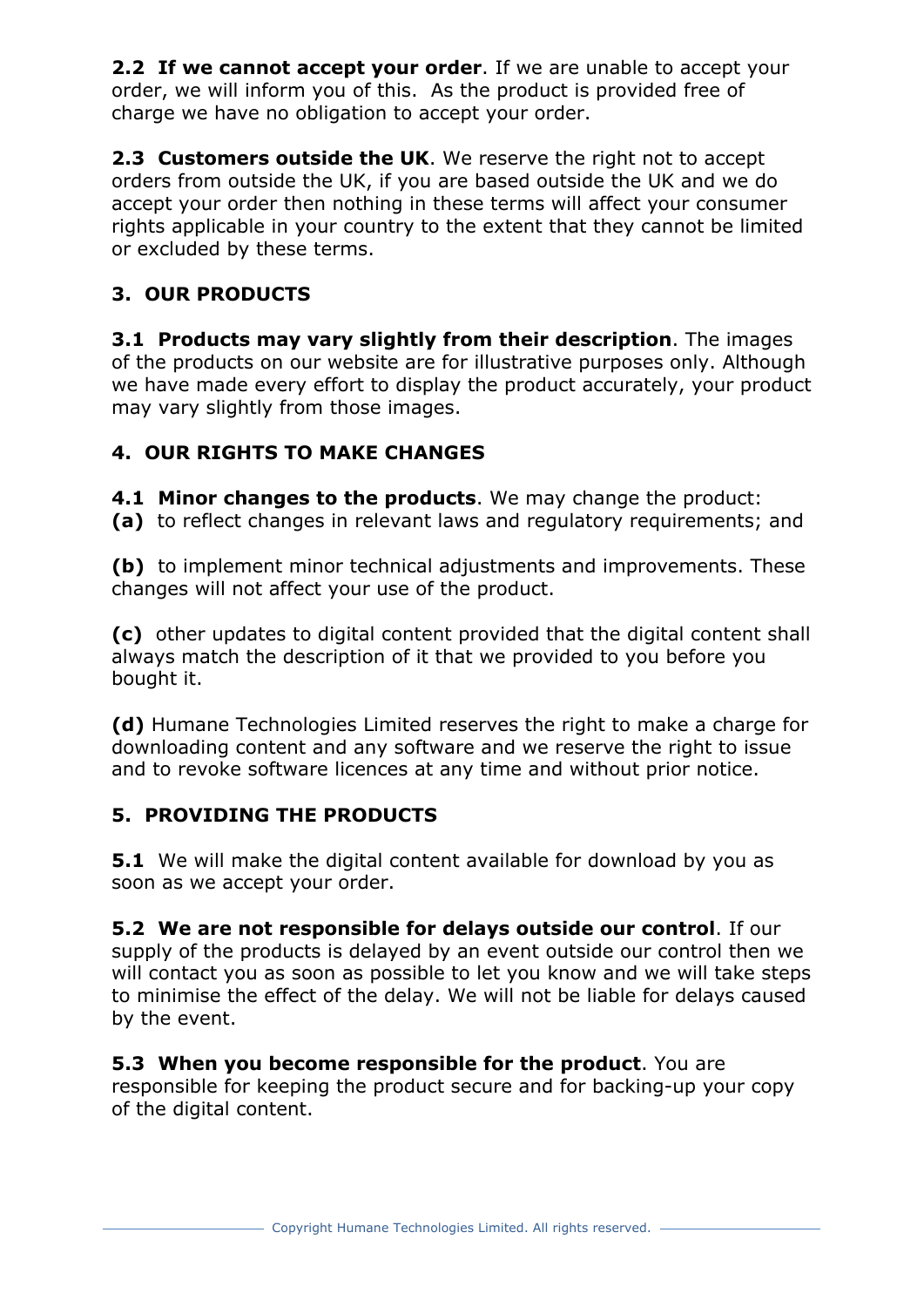**2.2 If we cannot accept your order**. If we are unable to accept your order, we will inform you of this. As the product is provided free of charge we have no obligation to accept your order.

**2.3 Customers outside the UK**. We reserve the right not to accept orders from outside the UK, if you are based outside the UK and we do accept your order then nothing in these terms will affect your consumer rights applicable in your country to the extent that they cannot be limited or excluded by these terms.

## 3. OUR PRODUCTS

**3.1 Products may vary slightly from their description**. The images of the products on our website are for illustrative purposes only. Although we have made every effort to display the product accurately, your product may vary slightly from those images.

## 4. OUR RIGHTS TO MAKE CHANGES

**4.1 Minor changes to the products**. We may change the product:
**(a)** to reflect changes in relevant laws and regulatory requirements; and

**(b)** to implement minor technical adjustments and improvements. These changes will not affect your use of the product.

**(c)** other updates to digital content provided that the digital content shall always match the description of it that we provided to you before you bought it.

**(d)** Humane Technologies Limited reserves the right to make a charge for downloading content and any software and we reserve the right to issue and to revoke software licences at any time and without prior notice.

## 5. PROVIDING THE PRODUCTS

**5.1** We will make the digital content available for download by you as soon as we accept your order.

**5.2 We are not responsible for delays outside our control**. If our supply of the products is delayed by an event outside our control then we will contact you as soon as possible to let you know and we will take steps to minimise the effect of the delay. We will not be liable for delays caused by the event.

**5.3 When you become responsible for the product**. You are responsible for keeping the product secure and for backing-up your copy of the digital content.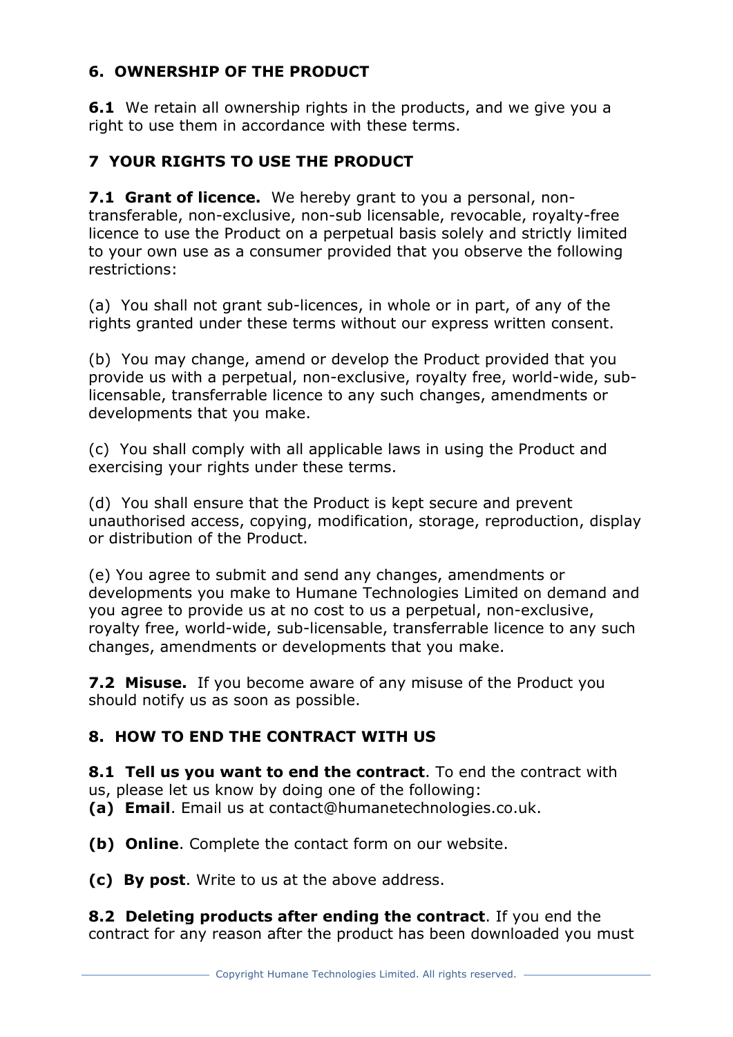## 6. OWNERSHIP OF THE PRODUCT

**6.1** We retain all ownership rights in the products, and we give you a right to use them in accordance with these terms.

## 7 YOUR RIGHTS TO USE THE PRODUCT

**7.1 Grant of licence.** We hereby grant to you a personal, non-transferable, non-exclusive, non-sub licensable, revocable, royalty-free licence to use the Product on a perpetual basis solely and strictly limited to your own use as a consumer provided that you observe the following restrictions:

(a) You shall not grant sub-licences, in whole or in part, of any of the rights granted under these terms without our express written consent.

(b) You may change, amend or develop the Product provided that you provide us with a perpetual, non-exclusive, royalty free, world-wide, sub-licensable, transferrable licence to any such changes, amendments or developments that you make.

(c) You shall comply with all applicable laws in using the Product and exercising your rights under these terms.

(d) You shall ensure that the Product is kept secure and prevent unauthorised access, copying, modification, storage, reproduction, display or distribution of the Product.

(e) You agree to submit and send any changes, amendments or developments you make to Humane Technologies Limited on demand and you agree to provide us at no cost to us a perpetual, non-exclusive, royalty free, world-wide, sub-licensable, transferrable licence to any such changes, amendments or developments that you make.

**7.2 Misuse.** If you become aware of any misuse of the Product you should notify us as soon as possible.

## 8. HOW TO END THE CONTRACT WITH US

**8.1 Tell us you want to end the contract**. To end the contract with us, please let us know by doing one of the following:

**(a) Email**. Email us at contact@humanetechnologies.co.uk.

**(b) Online**. Complete the contact form on our website.

**(c) By post**. Write to us at the above address.

**8.2 Deleting products after ending the contract**. If you end the contract for any reason after the product has been downloaded you must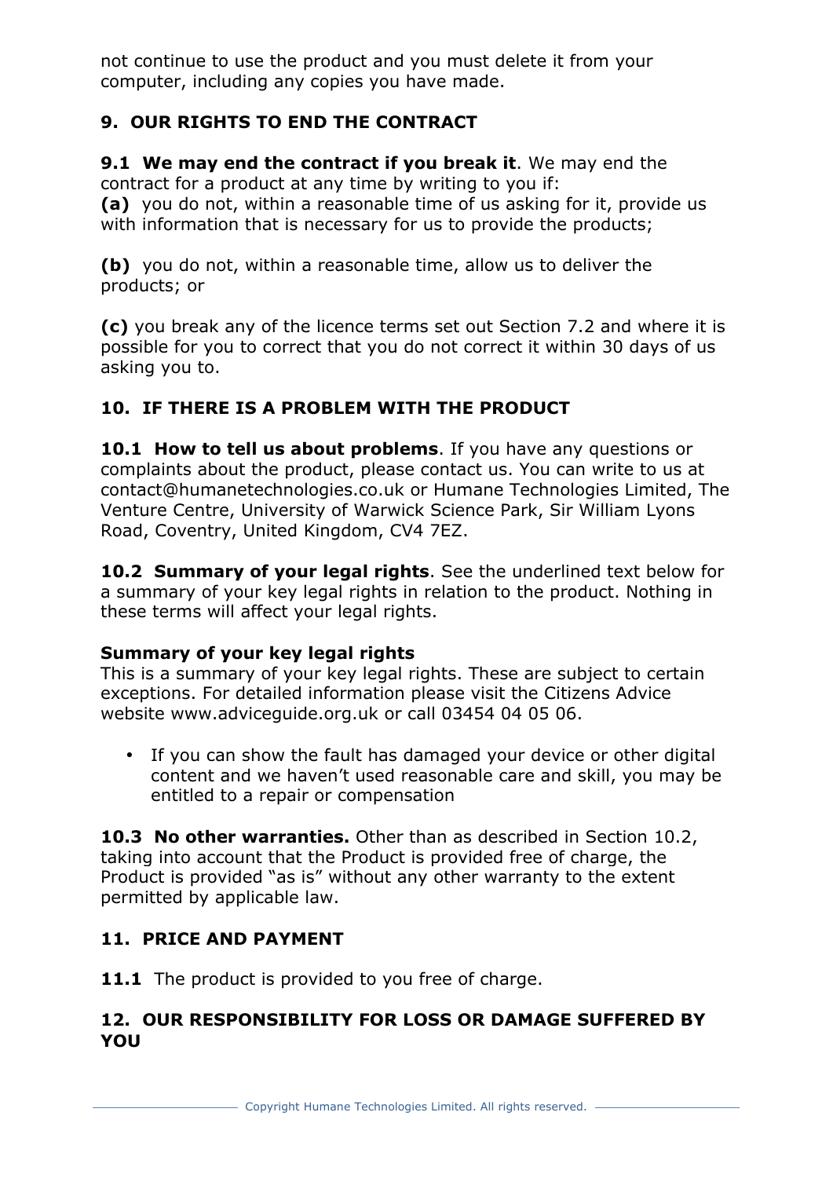not continue to use the product and you must delete it from your computer, including any copies you have made.

## 9. OUR RIGHTS TO END THE CONTRACT

**9.1 We may end the contract if you break it**. We may end the contract for a product at any time by writing to you if:

**(a)** you do not, within a reasonable time of us asking for it, provide us with information that is necessary for us to provide the products;

**(b)** you do not, within a reasonable time, allow us to deliver the products; or

**(c)** you break any of the licence terms set out Section 7.2 and where it is possible for you to correct that you do not correct it within 30 days of us asking you to.

## 10. IF THERE IS A PROBLEM WITH THE PRODUCT

**10.1 How to tell us about problems**. If you have any questions or complaints about the product, please contact us. You can write to us at contact@humanetechnologies.co.uk or Humane Technologies Limited, The Venture Centre, University of Warwick Science Park, Sir William Lyons Road, Coventry, United Kingdom, CV4 7EZ.

**10.2 Summary of your legal rights**. See the underlined text below for a summary of your key legal rights in relation to the product. Nothing in these terms will affect your legal rights.

**Summary of your key legal rights**

This is a summary of your key legal rights. These are subject to certain exceptions. For detailed information please visit the Citizens Advice website www.adviceguide.org.uk or call 03454 04 05 06.

- If you can show the fault has damaged your device or other digital content and we haven't used reasonable care and skill, you may be entitled to a repair or compensation

**10.3 No other warranties.** Other than as described in Section 10.2, taking into account that the Product is provided free of charge, the Product is provided "as is" without any other warranty to the extent permitted by applicable law.

## 11. PRICE AND PAYMENT

**11.1** The product is provided to you free of charge.

## 12. OUR RESPONSIBILITY FOR LOSS OR DAMAGE SUFFERED BY YOU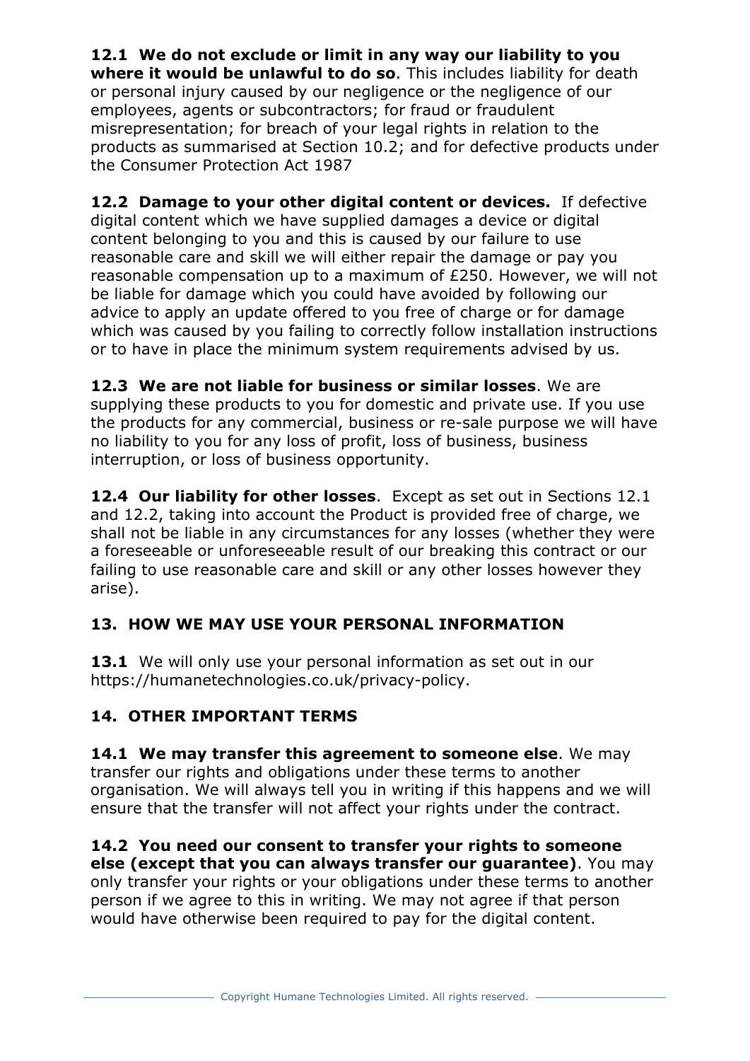**12.1 We do not exclude or limit in any way our liability to you where it would be unlawful to do so**. This includes liability for death or personal injury caused by our negligence or the negligence of our employees, agents or subcontractors; for fraud or fraudulent misrepresentation; for breach of your legal rights in relation to the products as summarised at Section 10.2; and for defective products under the Consumer Protection Act 1987

**12.2 Damage to your other digital content or devices.** If defective digital content which we have supplied damages a device or digital content belonging to you and this is caused by our failure to use reasonable care and skill we will either repair the damage or pay you reasonable compensation up to a maximum of £250. However, we will not be liable for damage which you could have avoided by following our advice to apply an update offered to you free of charge or for damage which was caused by you failing to correctly follow installation instructions or to have in place the minimum system requirements advised by us.

**12.3 We are not liable for business or similar losses**. We are supplying these products to you for domestic and private use. If you use the products for any commercial, business or re-sale purpose we will have no liability to you for any loss of profit, loss of business, business interruption, or loss of business opportunity.

**12.4 Our liability for other losses**. Except as set out in Sections 12.1 and 12.2, taking into account the Product is provided free of charge, we shall not be liable in any circumstances for any losses (whether they were a foreseeable or unforeseeable result of our breaking this contract or our failing to use reasonable care and skill or any other losses however they arise).

## 13. HOW WE MAY USE YOUR PERSONAL INFORMATION

**13.1** We will only use your personal information as set out in our https://humanetechnologies.co.uk/privacy-policy.

## 14. OTHER IMPORTANT TERMS

**14.1 We may transfer this agreement to someone else**. We may transfer our rights and obligations under these terms to another organisation. We will always tell you in writing if this happens and we will ensure that the transfer will not affect your rights under the contract.

**14.2 You need our consent to transfer your rights to someone else (except that you can always transfer our guarantee)**. You may only transfer your rights or your obligations under these terms to another person if we agree to this in writing. We may not agree if that person would have otherwise been required to pay for the digital content.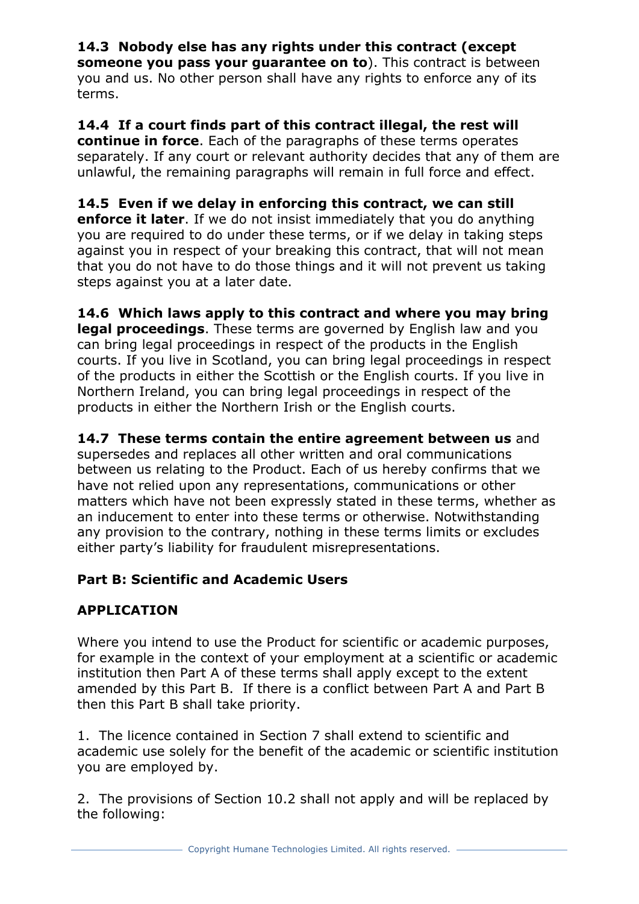**14.3 Nobody else has any rights under this contract (except someone you pass your guarantee on to**). This contract is between you and us. No other person shall have any rights to enforce any of its terms.

**14.4 If a court finds part of this contract illegal, the rest will continue in force**. Each of the paragraphs of these terms operates separately. If any court or relevant authority decides that any of them are unlawful, the remaining paragraphs will remain in full force and effect.

**14.5 Even if we delay in enforcing this contract, we can still enforce it later**. If we do not insist immediately that you do anything you are required to do under these terms, or if we delay in taking steps against you in respect of your breaking this contract, that will not mean that you do not have to do those things and it will not prevent us taking steps against you at a later date.

**14.6 Which laws apply to this contract and where you may bring legal proceedings**. These terms are governed by English law and you can bring legal proceedings in respect of the products in the English courts. If you live in Scotland, you can bring legal proceedings in respect of the products in either the Scottish or the English courts. If you live in Northern Ireland, you can bring legal proceedings in respect of the products in either the Northern Irish or the English courts.

**14.7 These terms contain the entire agreement between us** and supersedes and replaces all other written and oral communications between us relating to the Product. Each of us hereby confirms that we have not relied upon any representations, communications or other matters which have not been expressly stated in these terms, whether as an inducement to enter into these terms or otherwise. Notwithstanding any provision to the contrary, nothing in these terms limits or excludes either party's liability for fraudulent misrepresentations.

## Part B: Scientific and Academic Users

### APPLICATION

Where you intend to use the Product for scientific or academic purposes, for example in the context of your employment at a scientific or academic institution then Part A of these terms shall apply except to the extent amended by this Part B. If there is a conflict between Part A and Part B then this Part B shall take priority.

1. The licence contained in Section 7 shall extend to scientific and academic use solely for the benefit of the academic or scientific institution you are employed by.

2. The provisions of Section 10.2 shall not apply and will be replaced by the following: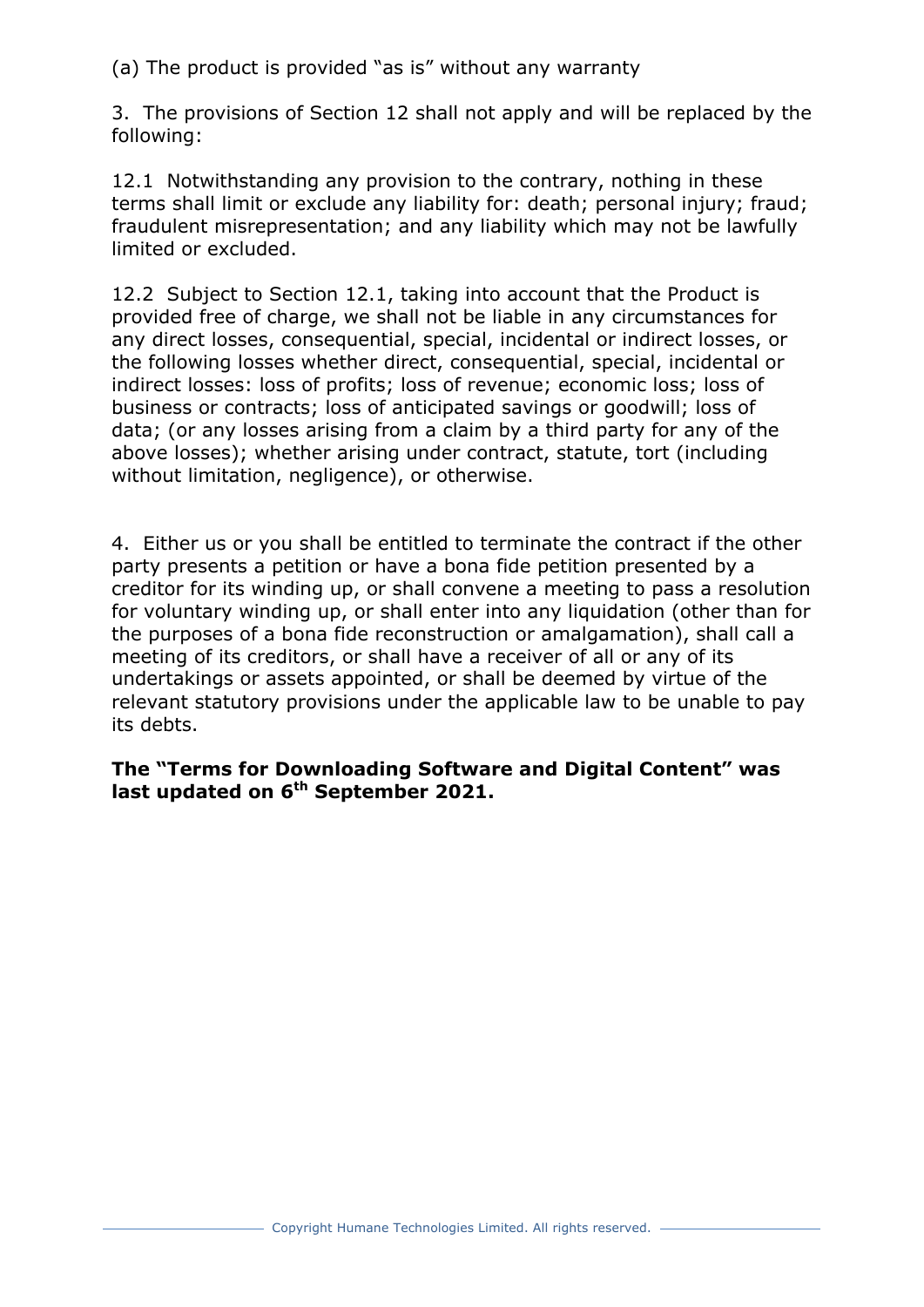(a) The product is provided “as is” without any warranty

3. The provisions of Section 12 shall not apply and will be replaced by the following:

12.1 Notwithstanding any provision to the contrary, nothing in these terms shall limit or exclude any liability for: death; personal injury; fraud; fraudulent misrepresentation; and any liability which may not be lawfully limited or excluded.

12.2 Subject to Section 12.1, taking into account that the Product is provided free of charge, we shall not be liable in any circumstances for any direct losses, consequential, special, incidental or indirect losses, or the following losses whether direct, consequential, special, incidental or indirect losses: loss of profits; loss of revenue; economic loss; loss of business or contracts; loss of anticipated savings or goodwill; loss of data; (or any losses arising from a claim by a third party for any of the above losses); whether arising under contract, statute, tort (including without limitation, negligence), or otherwise.

4. Either us or you shall be entitled to terminate the contract if the other party presents a petition or have a bona fide petition presented by a creditor for its winding up, or shall convene a meeting to pass a resolution for voluntary winding up, or shall enter into any liquidation (other than for the purposes of a bona fide reconstruction or amalgamation), shall call a meeting of its creditors, or shall have a receiver of all or any of its undertakings or assets appointed, or shall be deemed by virtue of the relevant statutory provisions under the applicable law to be unable to pay its debts.

**The “Terms for Downloading Software and Digital Content” was last updated on 6th September 2021.**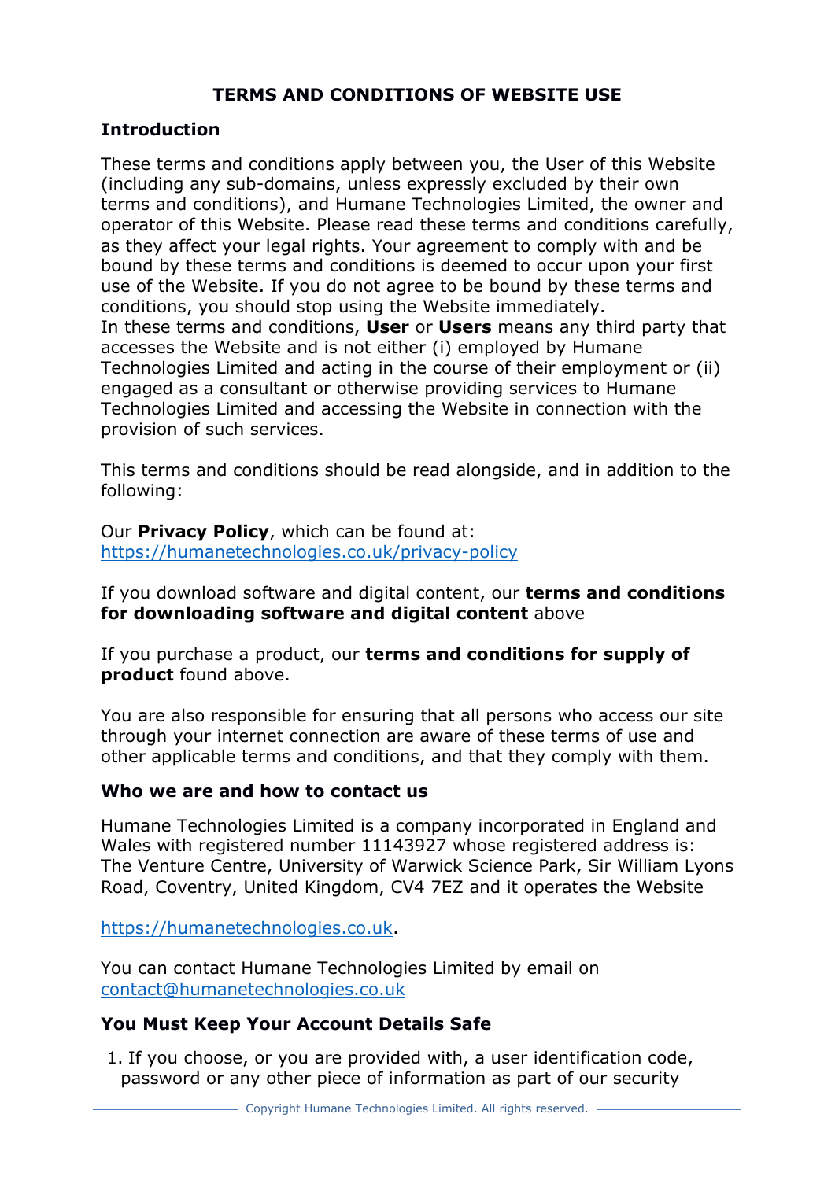## TERMS AND CONDITIONS OF WEBSITE USE

### Introduction

These terms and conditions apply between you, the User of this Website (including any sub-domains, unless expressly excluded by their own terms and conditions), and Humane Technologies Limited, the owner and operator of this Website. Please read these terms and conditions carefully, as they affect your legal rights. Your agreement to comply with and be bound by these terms and conditions is deemed to occur upon your first use of the Website. If you do not agree to be bound by these terms and conditions, you should stop using the Website immediately.
In these terms and conditions, **User** or **Users** means any third party that accesses the Website and is not either (i) employed by Humane Technologies Limited and acting in the course of their employment or (ii) engaged as a consultant or otherwise providing services to Humane Technologies Limited and accessing the Website in connection with the provision of such services.

This terms and conditions should be read alongside, and in addition to the following:

Our **Privacy Policy**, which can be found at: https://humanetechnologies.co.uk/privacy-policy

If you download software and digital content, our **terms and conditions for downloading software and digital content** above

If you purchase a product, our **terms and conditions for supply of product** found above.

You are also responsible for ensuring that all persons who access our site through your internet connection are aware of these terms of use and other applicable terms and conditions, and that they comply with them.

### Who we are and how to contact us

Humane Technologies Limited is a company incorporated in England and Wales with registered number 11143927 whose registered address is: The Venture Centre, University of Warwick Science Park, Sir William Lyons Road, Coventry, United Kingdom, CV4 7EZ and it operates the Website

https://humanetechnologies.co.uk.

You can contact Humane Technologies Limited by email on contact@humanetechnologies.co.uk

### You Must Keep Your Account Details Safe

1. If you choose, or you are provided with, a user identification code, password or any other piece of information as part of our security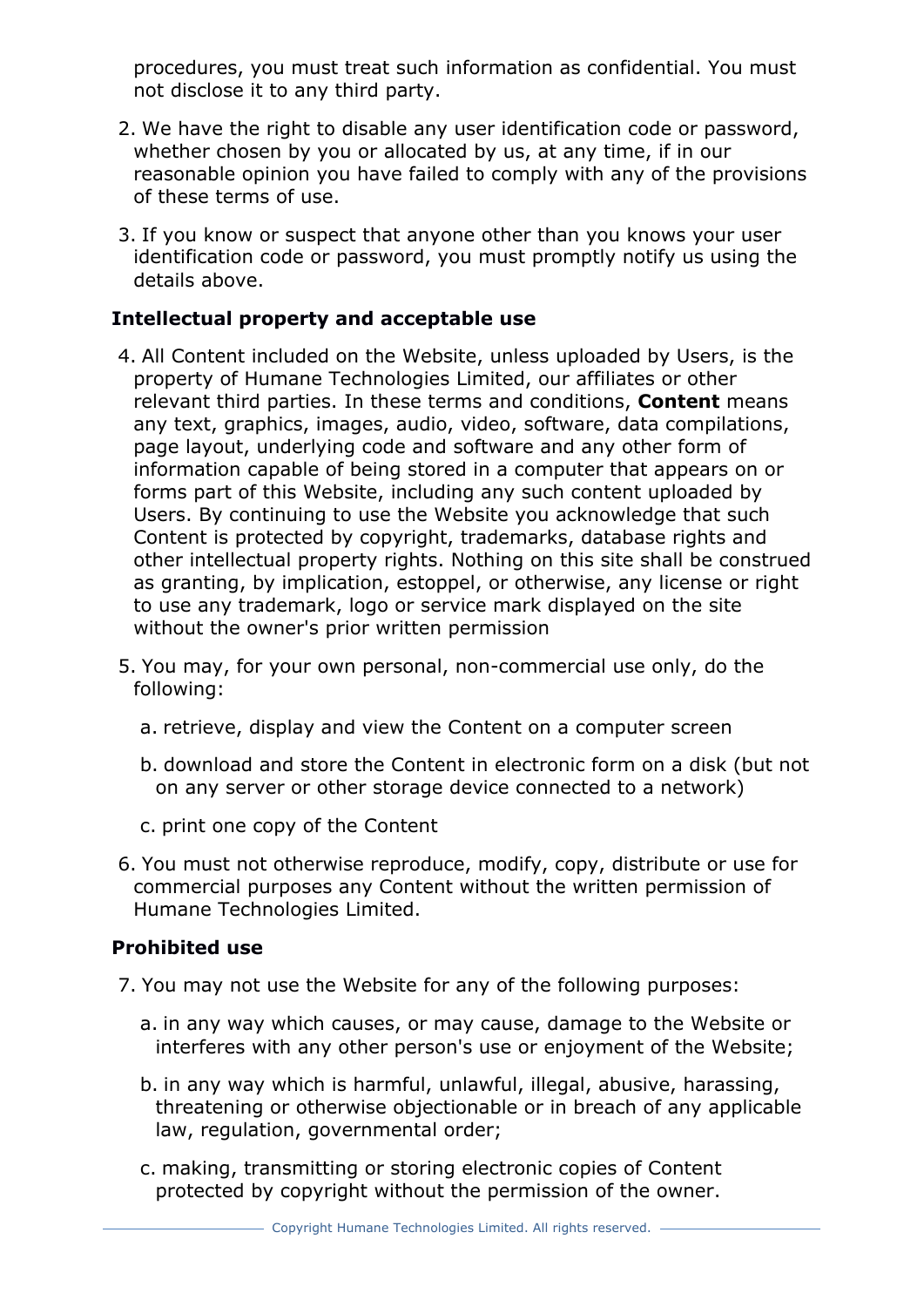procedures, you must treat such information as confidential. You must not disclose it to any third party.

2. We have the right to disable any user identification code or password, whether chosen by you or allocated by us, at any time, if in our reasonable opinion you have failed to comply with any of the provisions of these terms of use.
3. If you know or suspect that anyone other than you knows your user identification code or password, you must promptly notify us using the details above.

**Intellectual property and acceptable use**

4. All Content included on the Website, unless uploaded by Users, is the property of Humane Technologies Limited, our affiliates or other relevant third parties. In these terms and conditions, **Content** means any text, graphics, images, audio, video, software, data compilations, page layout, underlying code and software and any other form of information capable of being stored in a computer that appears on or forms part of this Website, including any such content uploaded by Users. By continuing to use the Website you acknowledge that such Content is protected by copyright, trademarks, database rights and other intellectual property rights. Nothing on this site shall be construed as granting, by implication, estoppel, or otherwise, any license or right to use any trademark, logo or service mark displayed on the site without the owner's prior written permission
5. You may, for your own personal, non-commercial use only, do the following:
   a. retrieve, display and view the Content on a computer screen
   b. download and store the Content in electronic form on a disk (but not on any server or other storage device connected to a network)
   c. print one copy of the Content
6. You must not otherwise reproduce, modify, copy, distribute or use for commercial purposes any Content without the written permission of Humane Technologies Limited.

**Prohibited use**

7. You may not use the Website for any of the following purposes:
   a. in any way which causes, or may cause, damage to the Website or interferes with any other person's use or enjoyment of the Website;
   b. in any way which is harmful, unlawful, illegal, abusive, harassing, threatening or otherwise objectionable or in breach of any applicable law, regulation, governmental order;
   c. making, transmitting or storing electronic copies of Content protected by copyright without the permission of the owner.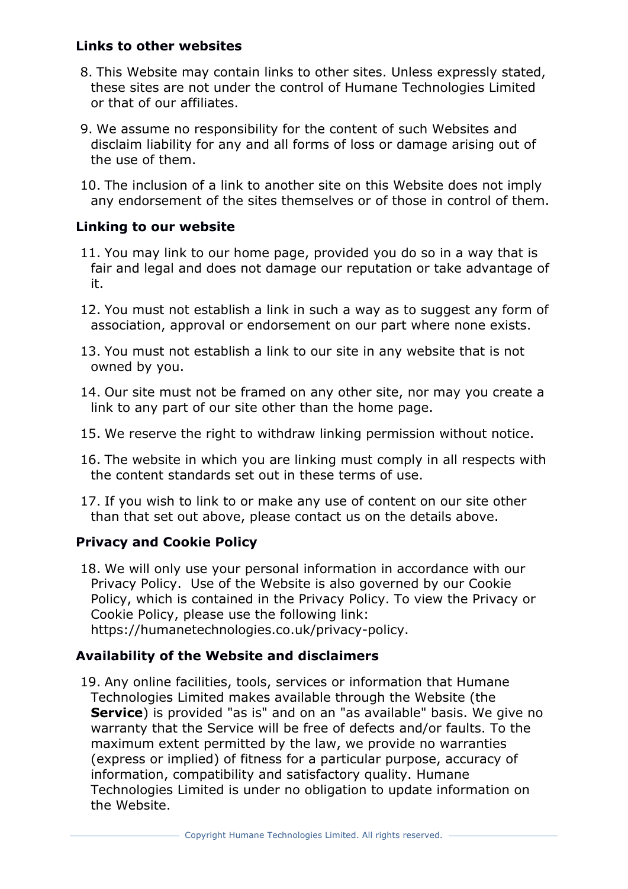### Links to other websites

8. This Website may contain links to other sites. Unless expressly stated, these sites are not under the control of Humane Technologies Limited or that of our affiliates.

9. We assume no responsibility for the content of such Websites and disclaim liability for any and all forms of loss or damage arising out of the use of them.

10. The inclusion of a link to another site on this Website does not imply any endorsement of the sites themselves or of those in control of them.

### Linking to our website

11. You may link to our home page, provided you do so in a way that is fair and legal and does not damage our reputation or take advantage of it.

12. You must not establish a link in such a way as to suggest any form of association, approval or endorsement on our part where none exists.

13. You must not establish a link to our site in any website that is not owned by you.

14. Our site must not be framed on any other site, nor may you create a link to any part of our site other than the home page.

15. We reserve the right to withdraw linking permission without notice.

16. The website in which you are linking must comply in all respects with the content standards set out in these terms of use.

17. If you wish to link to or make any use of content on our site other than that set out above, please contact us on the details above.

### Privacy and Cookie Policy

18. We will only use your personal information in accordance with our Privacy Policy. Use of the Website is also governed by our Cookie Policy, which is contained in the Privacy Policy. To view the Privacy or Cookie Policy, please use the following link: https://humanetechnologies.co.uk/privacy-policy.

### Availability of the Website and disclaimers

19. Any online facilities, tools, services or information that Humane Technologies Limited makes available through the Website (the **Service**) is provided "as is" and on an "as available" basis. We give no warranty that the Service will be free of defects and/or faults. To the maximum extent permitted by the law, we provide no warranties (express or implied) of fitness for a particular purpose, accuracy of information, compatibility and satisfactory quality. Humane Technologies Limited is under no obligation to update information on the Website.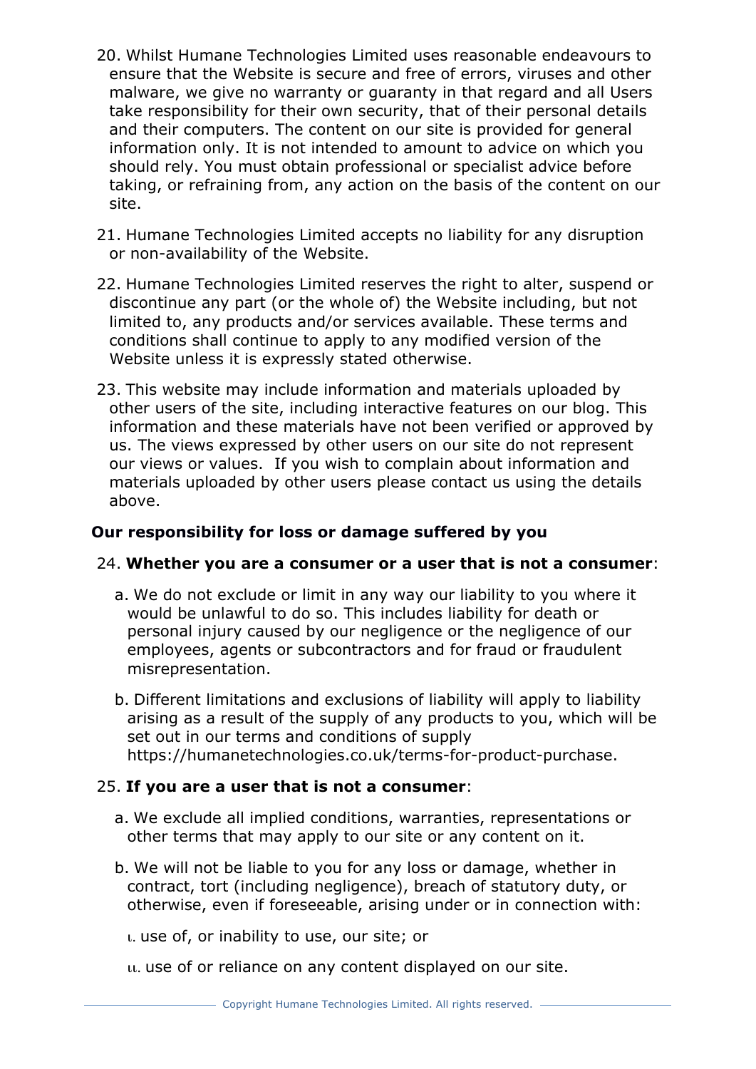20. Whilst Humane Technologies Limited uses reasonable endeavours to ensure that the Website is secure and free of errors, viruses and other malware, we give no warranty or guaranty in that regard and all Users take responsibility for their own security, that of their personal details and their computers. The content on our site is provided for general information only. It is not intended to amount to advice on which you should rely. You must obtain professional or specialist advice before taking, or refraining from, any action on the basis of the content on our site.

21. Humane Technologies Limited accepts no liability for any disruption or non-availability of the Website.

22. Humane Technologies Limited reserves the right to alter, suspend or discontinue any part (or the whole of) the Website including, but not limited to, any products and/or services available. These terms and conditions shall continue to apply to any modified version of the Website unless it is expressly stated otherwise.

23. This website may include information and materials uploaded by other users of the site, including interactive features on our blog. This information and these materials have not been verified or approved by us. The views expressed by other users on our site do not represent our views or values. If you wish to complain about information and materials uploaded by other users please contact us using the details above.

## Our responsibility for loss or damage suffered by you

24. **Whether you are a consumer or a user that is not a consumer**:

    a. We do not exclude or limit in any way our liability to you where it would be unlawful to do so. This includes liability for death or personal injury caused by our negligence or the negligence of our employees, agents or subcontractors and for fraud or fraudulent misrepresentation.

    b. Different limitations and exclusions of liability will apply to liability arising as a result of the supply of any products to you, which will be set out in our terms and conditions of supply https://humanetechnologies.co.uk/terms-for-product-purchase.

25. **If you are a user that is not a consumer**:

    a. We exclude all implied conditions, warranties, representations or other terms that may apply to our site or any content on it.

    b. We will not be liable to you for any loss or damage, whether in contract, tort (including negligence), breach of statutory duty, or otherwise, even if foreseeable, arising under or in connection with:

        i. use of, or inability to use, our site; or

        ii. use of or reliance on any content displayed on our site.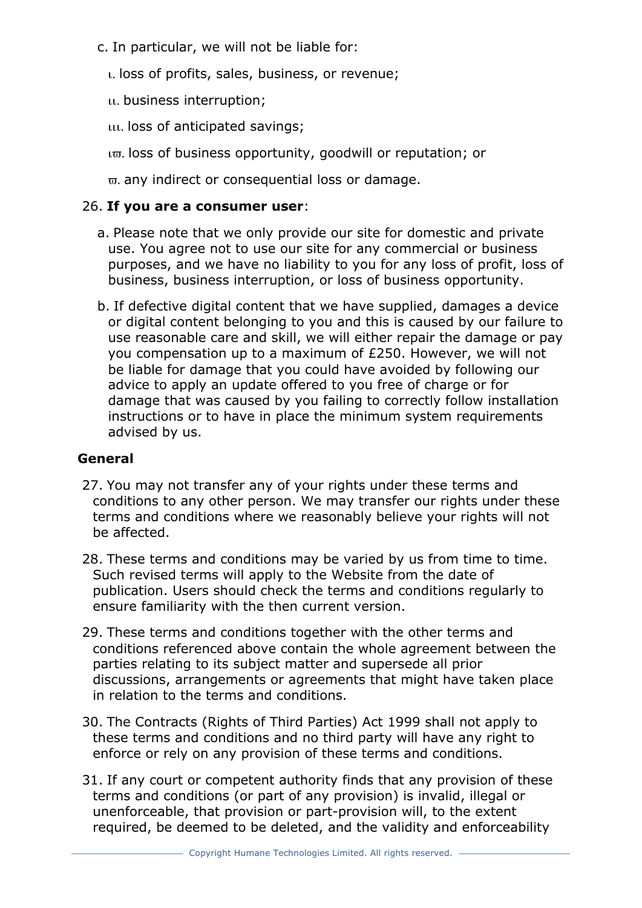c. In particular, we will not be liable for:

   i. loss of profits, sales, business, or revenue;

   ii. business interruption;

   iii. loss of anticipated savings;

   iv. loss of business opportunity, goodwill or reputation; or

   v. any indirect or consequential loss or damage.

26. **If you are a consumer user**:

   a. Please note that we only provide our site for domestic and private use. You agree not to use our site for any commercial or business purposes, and we have no liability to you for any loss of profit, loss of business, business interruption, or loss of business opportunity.

   b. If defective digital content that we have supplied, damages a device or digital content belonging to you and this is caused by our failure to use reasonable care and skill, we will either repair the damage or pay you compensation up to a maximum of £250. However, we will not be liable for damage that you could have avoided by following our advice to apply an update offered to you free of charge or for damage that was caused by you failing to correctly follow installation instructions or to have in place the minimum system requirements advised by us.

**General**

27. You may not transfer any of your rights under these terms and conditions to any other person. We may transfer our rights under these terms and conditions where we reasonably believe your rights will not be affected.

28. These terms and conditions may be varied by us from time to time. Such revised terms will apply to the Website from the date of publication. Users should check the terms and conditions regularly to ensure familiarity with the then current version.

29. These terms and conditions together with the other terms and conditions referenced above contain the whole agreement between the parties relating to its subject matter and supersede all prior discussions, arrangements or agreements that might have taken place in relation to the terms and conditions.

30. The Contracts (Rights of Third Parties) Act 1999 shall not apply to these terms and conditions and no third party will have any right to enforce or rely on any provision of these terms and conditions.

31. If any court or competent authority finds that any provision of these terms and conditions (or part of any provision) is invalid, illegal or unenforceable, that provision or part-provision will, to the extent required, be deemed to be deleted, and the validity and enforceability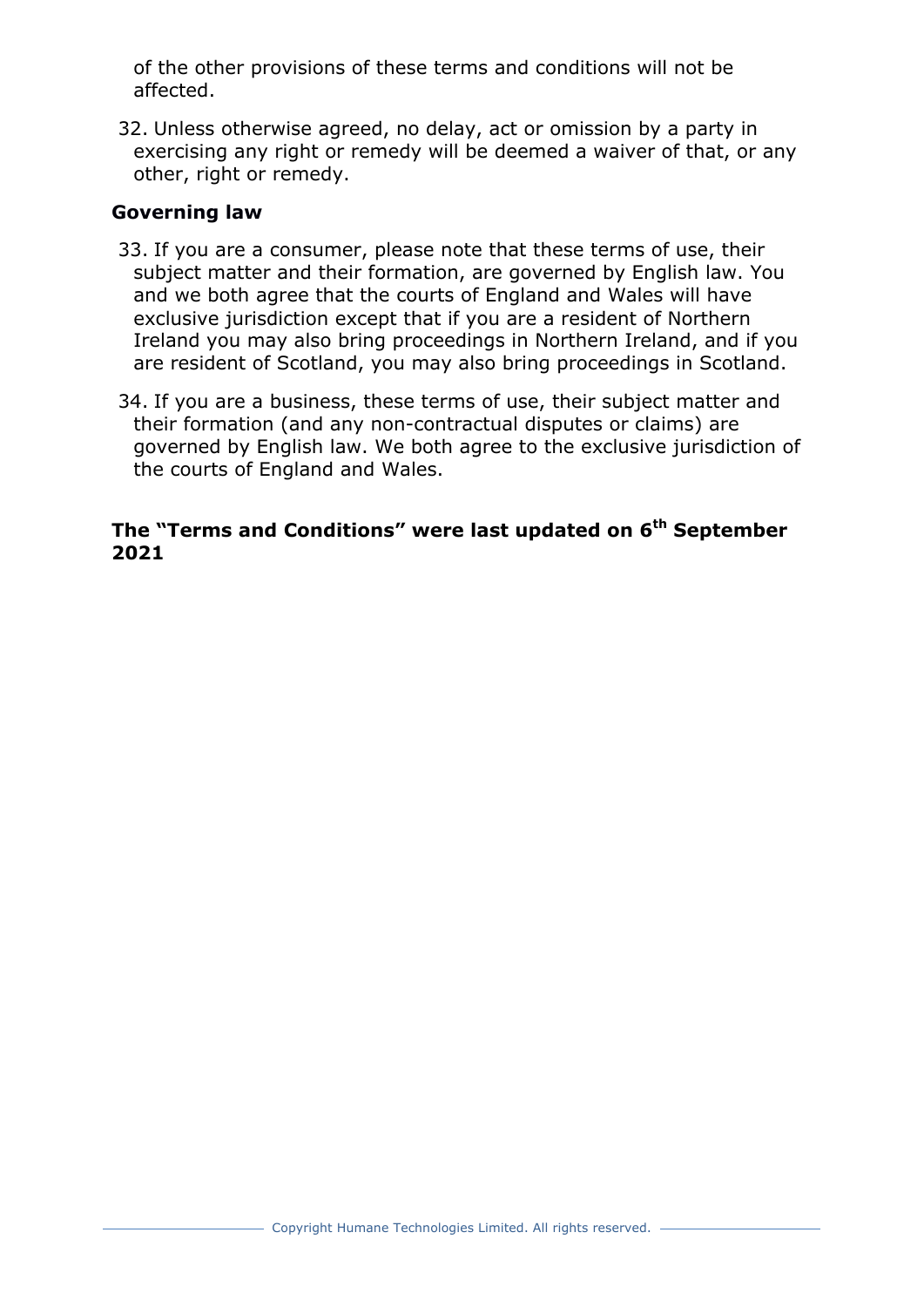of the other provisions of these terms and conditions will not be affected.

32. Unless otherwise agreed, no delay, act or omission by a party in exercising any right or remedy will be deemed a waiver of that, or any other, right or remedy.

### Governing law

33. If you are a consumer, please note that these terms of use, their subject matter and their formation, are governed by English law. You and we both agree that the courts of England and Wales will have exclusive jurisdiction except that if you are a resident of Northern Ireland you may also bring proceedings in Northern Ireland, and if you are resident of Scotland, you may also bring proceedings in Scotland.

34. If you are a business, these terms of use, their subject matter and their formation (and any non-contractual disputes or claims) are governed by English law. We both agree to the exclusive jurisdiction of the courts of England and Wales.

**The "Terms and Conditions" were last updated on 6th September 2021**